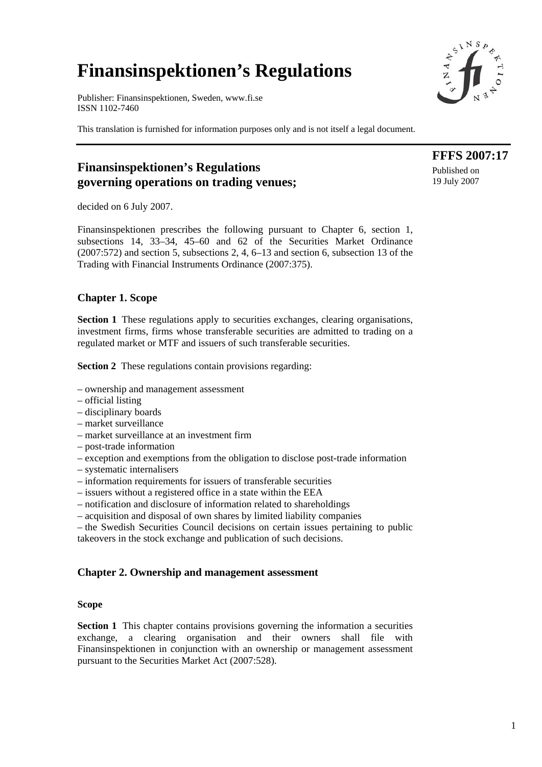# Finansinspektionen's Regulations

Publisher: Finansinspektionen, Sweden, www.fi.se
ISSN 1102-7460

This translation is furnished for information purposes only and is not itself a legal document.

**FFFS 2007:17**
Published on
19 July 2007

## Finansinspektionen's Regulations governing operations on trading venues;

decided on 6 July 2007.

Finansinspektionen prescribes the following pursuant to Chapter 6, section 1, subsections 14, 33–34, 45–60 and 62 of the Securities Market Ordinance (2007:572) and section 5, subsections 2, 4, 6–13 and section 6, subsection 13 of the Trading with Financial Instruments Ordinance (2007:375).

### Chapter 1. Scope

**Section 1** These regulations apply to securities exchanges, clearing organisations, investment firms, firms whose transferable securities are admitted to trading on a regulated market or MTF and issuers of such transferable securities.

**Section 2** These regulations contain provisions regarding:

– ownership and management assessment
– official listing
– disciplinary boards
– market surveillance
– market surveillance at an investment firm
– post-trade information
– exception and exemptions from the obligation to disclose post-trade information
– systematic internalisers
– information requirements for issuers of transferable securities
– issuers without a registered office in a state within the EEA
– notification and disclosure of information related to shareholdings
– acquisition and disposal of own shares by limited liability companies
– the Swedish Securities Council decisions on certain issues pertaining to public takeovers in the stock exchange and publication of such decisions.

### Chapter 2. Ownership and management assessment

#### Scope

**Section 1** This chapter contains provisions governing the information a securities exchange, a clearing organisation and their owners shall file with Finansinspektionen in conjunction with an ownership or management assessment pursuant to the Securities Market Act (2007:528).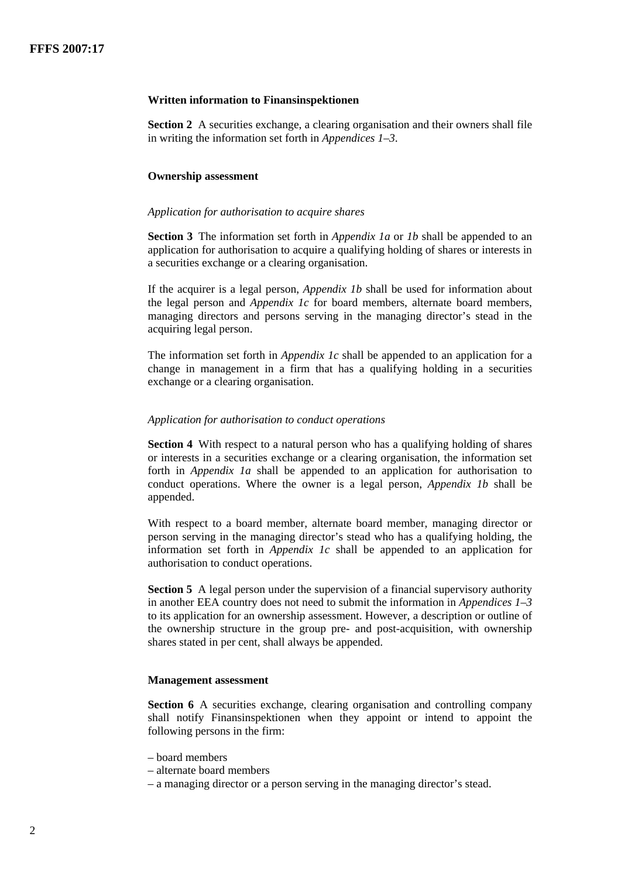**Written information to Finansinspektionen**

**Section 2** A securities exchange, a clearing organisation and their owners shall file in writing the information set forth in *Appendices 1–3*.

**Ownership assessment**

*Application for authorisation to acquire shares*

**Section 3** The information set forth in *Appendix 1a* or *1b* shall be appended to an application for authorisation to acquire a qualifying holding of shares or interests in a securities exchange or a clearing organisation.

If the acquirer is a legal person, *Appendix 1b* shall be used for information about the legal person and *Appendix 1c* for board members, alternate board members, managing directors and persons serving in the managing director's stead in the acquiring legal person.

The information set forth in *Appendix 1c* shall be appended to an application for a change in management in a firm that has a qualifying holding in a securities exchange or a clearing organisation.

*Application for authorisation to conduct operations*

**Section 4** With respect to a natural person who has a qualifying holding of shares or interests in a securities exchange or a clearing organisation, the information set forth in *Appendix 1a* shall be appended to an application for authorisation to conduct operations. Where the owner is a legal person, *Appendix 1b* shall be appended.

With respect to a board member, alternate board member, managing director or person serving in the managing director's stead who has a qualifying holding, the information set forth in *Appendix 1c* shall be appended to an application for authorisation to conduct operations.

**Section 5** A legal person under the supervision of a financial supervisory authority in another EEA country does not need to submit the information in *Appendices 1–3* to its application for an ownership assessment. However, a description or outline of the ownership structure in the group pre- and post-acquisition, with ownership shares stated in per cent, shall always be appended.

**Management assessment**

**Section 6** A securities exchange, clearing organisation and controlling company shall notify Finansinspektionen when they appoint or intend to appoint the following persons in the firm:

– board members
– alternate board members
– a managing director or a person serving in the managing director's stead.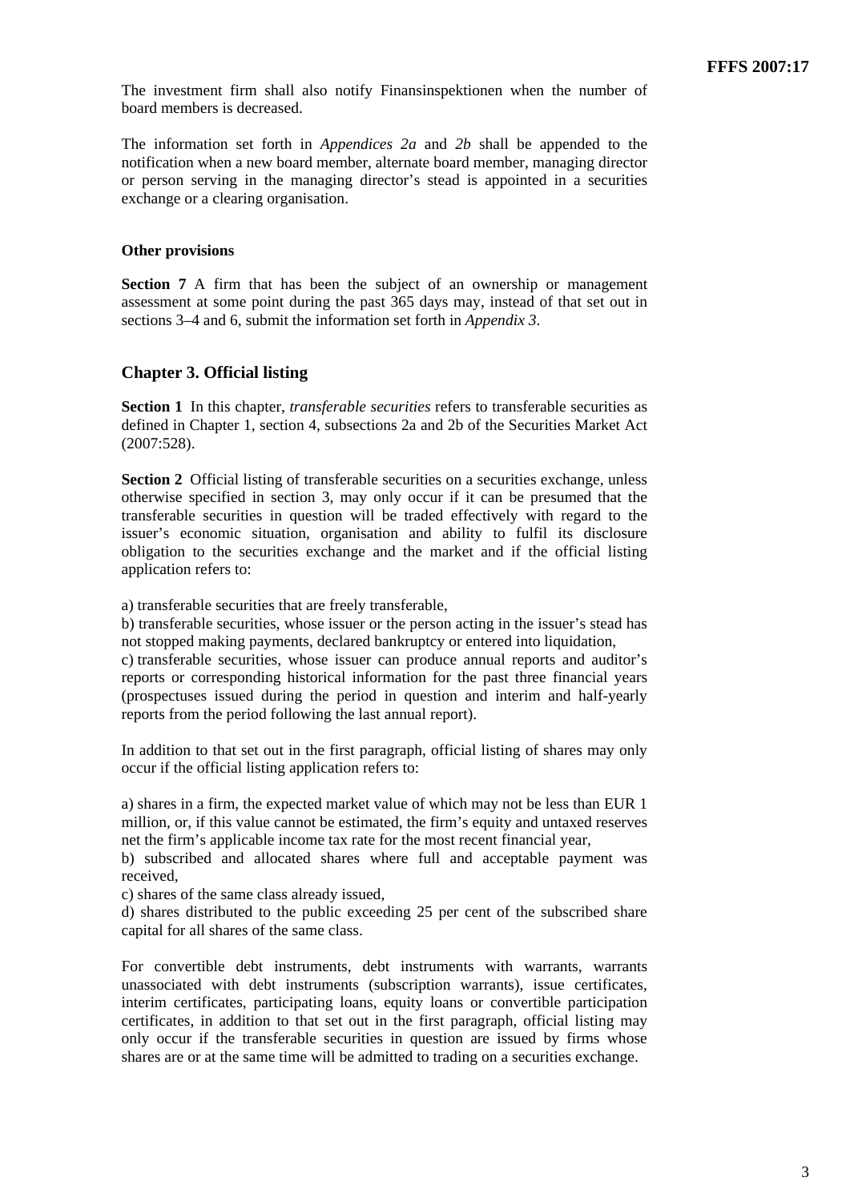The investment firm shall also notify Finansinspektionen when the number of board members is decreased.

The information set forth in *Appendices 2a* and *2b* shall be appended to the notification when a new board member, alternate board member, managing director or person serving in the managing director's stead is appointed in a securities exchange or a clearing organisation.

**Other provisions**

**Section 7** A firm that has been the subject of an ownership or management assessment at some point during the past 365 days may, instead of that set out in sections 3–4 and 6, submit the information set forth in *Appendix 3*.

## Chapter 3. Official listing

**Section 1** In this chapter, *transferable securities* refers to transferable securities as defined in Chapter 1, section 4, subsections 2a and 2b of the Securities Market Act (2007:528).

**Section 2** Official listing of transferable securities on a securities exchange, unless otherwise specified in section 3, may only occur if it can be presumed that the transferable securities in question will be traded effectively with regard to the issuer's economic situation, organisation and ability to fulfil its disclosure obligation to the securities exchange and the market and if the official listing application refers to:

a) transferable securities that are freely transferable,
b) transferable securities, whose issuer or the person acting in the issuer's stead has not stopped making payments, declared bankruptcy or entered into liquidation,
c) transferable securities, whose issuer can produce annual reports and auditor's reports or corresponding historical information for the past three financial years (prospectuses issued during the period in question and interim and half-yearly reports from the period following the last annual report).

In addition to that set out in the first paragraph, official listing of shares may only occur if the official listing application refers to:

a) shares in a firm, the expected market value of which may not be less than EUR 1 million, or, if this value cannot be estimated, the firm's equity and untaxed reserves net the firm's applicable income tax rate for the most recent financial year,
b) subscribed and allocated shares where full and acceptable payment was received,
c) shares of the same class already issued,
d) shares distributed to the public exceeding 25 per cent of the subscribed share capital for all shares of the same class.

For convertible debt instruments, debt instruments with warrants, warrants unassociated with debt instruments (subscription warrants), issue certificates, interim certificates, participating loans, equity loans or convertible participation certificates, in addition to that set out in the first paragraph, official listing may only occur if the transferable securities in question are issued by firms whose shares are or at the same time will be admitted to trading on a securities exchange.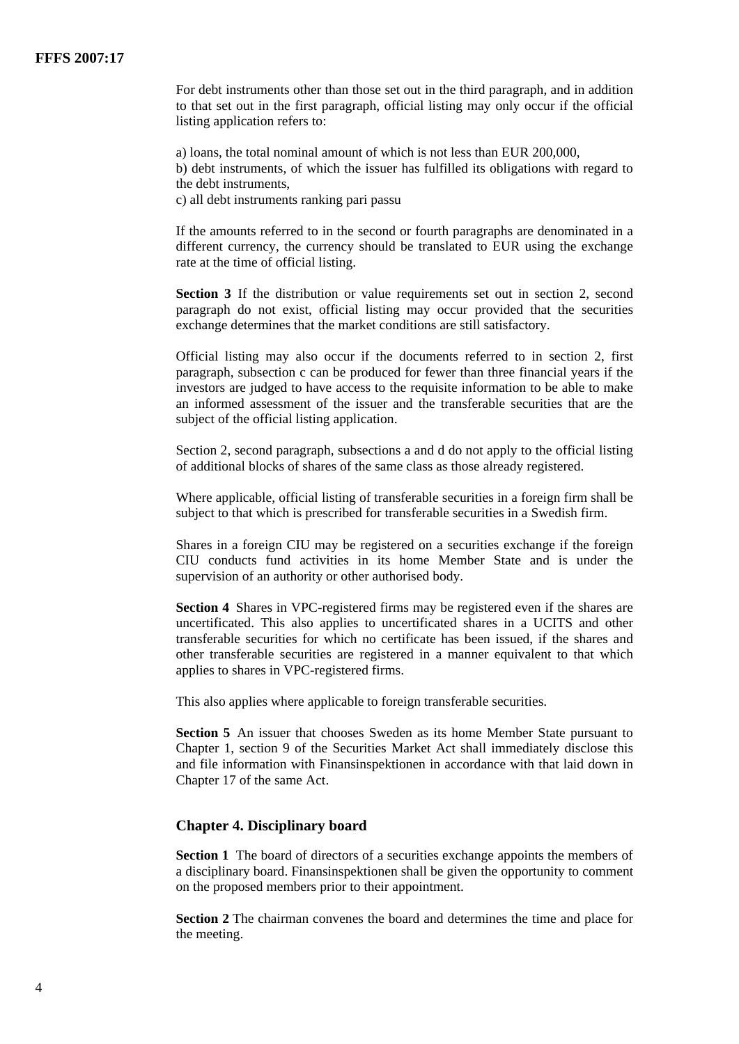For debt instruments other than those set out in the third paragraph, and in addition to that set out in the first paragraph, official listing may only occur if the official listing application refers to:

a) loans, the total nominal amount of which is not less than EUR 200,000,
b) debt instruments, of which the issuer has fulfilled its obligations with regard to the debt instruments,
c) all debt instruments ranking pari passu

If the amounts referred to in the second or fourth paragraphs are denominated in a different currency, the currency should be translated to EUR using the exchange rate at the time of official listing.

**Section 3** If the distribution or value requirements set out in section 2, second paragraph do not exist, official listing may occur provided that the securities exchange determines that the market conditions are still satisfactory.

Official listing may also occur if the documents referred to in section 2, first paragraph, subsection c can be produced for fewer than three financial years if the investors are judged to have access to the requisite information to be able to make an informed assessment of the issuer and the transferable securities that are the subject of the official listing application.

Section 2, second paragraph, subsections a and d do not apply to the official listing of additional blocks of shares of the same class as those already registered.

Where applicable, official listing of transferable securities in a foreign firm shall be subject to that which is prescribed for transferable securities in a Swedish firm.

Shares in a foreign CIU may be registered on a securities exchange if the foreign CIU conducts fund activities in its home Member State and is under the supervision of an authority or other authorised body.

**Section 4** Shares in VPC-registered firms may be registered even if the shares are uncertificated. This also applies to uncertificated shares in a UCITS and other transferable securities for which no certificate has been issued, if the shares and other transferable securities are registered in a manner equivalent to that which applies to shares in VPC-registered firms.

This also applies where applicable to foreign transferable securities.

**Section 5** An issuer that chooses Sweden as its home Member State pursuant to Chapter 1, section 9 of the Securities Market Act shall immediately disclose this and file information with Finansinspektionen in accordance with that laid down in Chapter 17 of the same Act.

## Chapter 4. Disciplinary board

**Section 1** The board of directors of a securities exchange appoints the members of a disciplinary board. Finansinspektionen shall be given the opportunity to comment on the proposed members prior to their appointment.

**Section 2** The chairman convenes the board and determines the time and place for the meeting.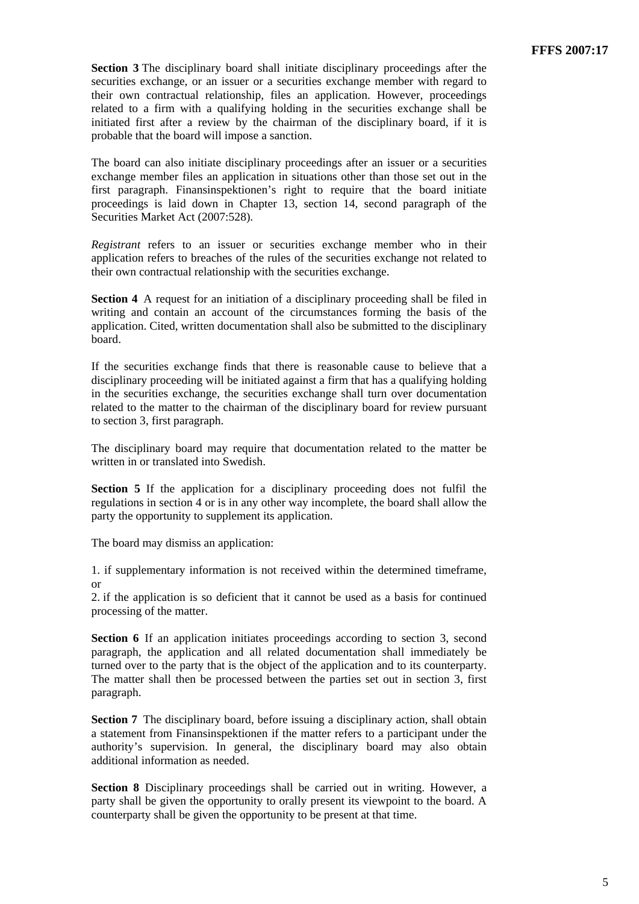**Section 3** The disciplinary board shall initiate disciplinary proceedings after the securities exchange, or an issuer or a securities exchange member with regard to their own contractual relationship, files an application. However, proceedings related to a firm with a qualifying holding in the securities exchange shall be initiated first after a review by the chairman of the disciplinary board, if it is probable that the board will impose a sanction.

The board can also initiate disciplinary proceedings after an issuer or a securities exchange member files an application in situations other than those set out in the first paragraph. Finansinspektionen's right to require that the board initiate proceedings is laid down in Chapter 13, section 14, second paragraph of the Securities Market Act (2007:528).

*Registrant* refers to an issuer or securities exchange member who in their application refers to breaches of the rules of the securities exchange not related to their own contractual relationship with the securities exchange.

**Section 4** A request for an initiation of a disciplinary proceeding shall be filed in writing and contain an account of the circumstances forming the basis of the application. Cited, written documentation shall also be submitted to the disciplinary board.

If the securities exchange finds that there is reasonable cause to believe that a disciplinary proceeding will be initiated against a firm that has a qualifying holding in the securities exchange, the securities exchange shall turn over documentation related to the matter to the chairman of the disciplinary board for review pursuant to section 3, first paragraph.

The disciplinary board may require that documentation related to the matter be written in or translated into Swedish.

**Section 5** If the application for a disciplinary proceeding does not fulfil the regulations in section 4 or is in any other way incomplete, the board shall allow the party the opportunity to supplement its application.

The board may dismiss an application:

1. if supplementary information is not received within the determined timeframe, or
2. if the application is so deficient that it cannot be used as a basis for continued processing of the matter.

**Section 6** If an application initiates proceedings according to section 3, second paragraph, the application and all related documentation shall immediately be turned over to the party that is the object of the application and to its counterparty. The matter shall then be processed between the parties set out in section 3, first paragraph.

**Section 7** The disciplinary board, before issuing a disciplinary action, shall obtain a statement from Finansinspektionen if the matter refers to a participant under the authority's supervision. In general, the disciplinary board may also obtain additional information as needed.

**Section 8** Disciplinary proceedings shall be carried out in writing. However, a party shall be given the opportunity to orally present its viewpoint to the board. A counterparty shall be given the opportunity to be present at that time.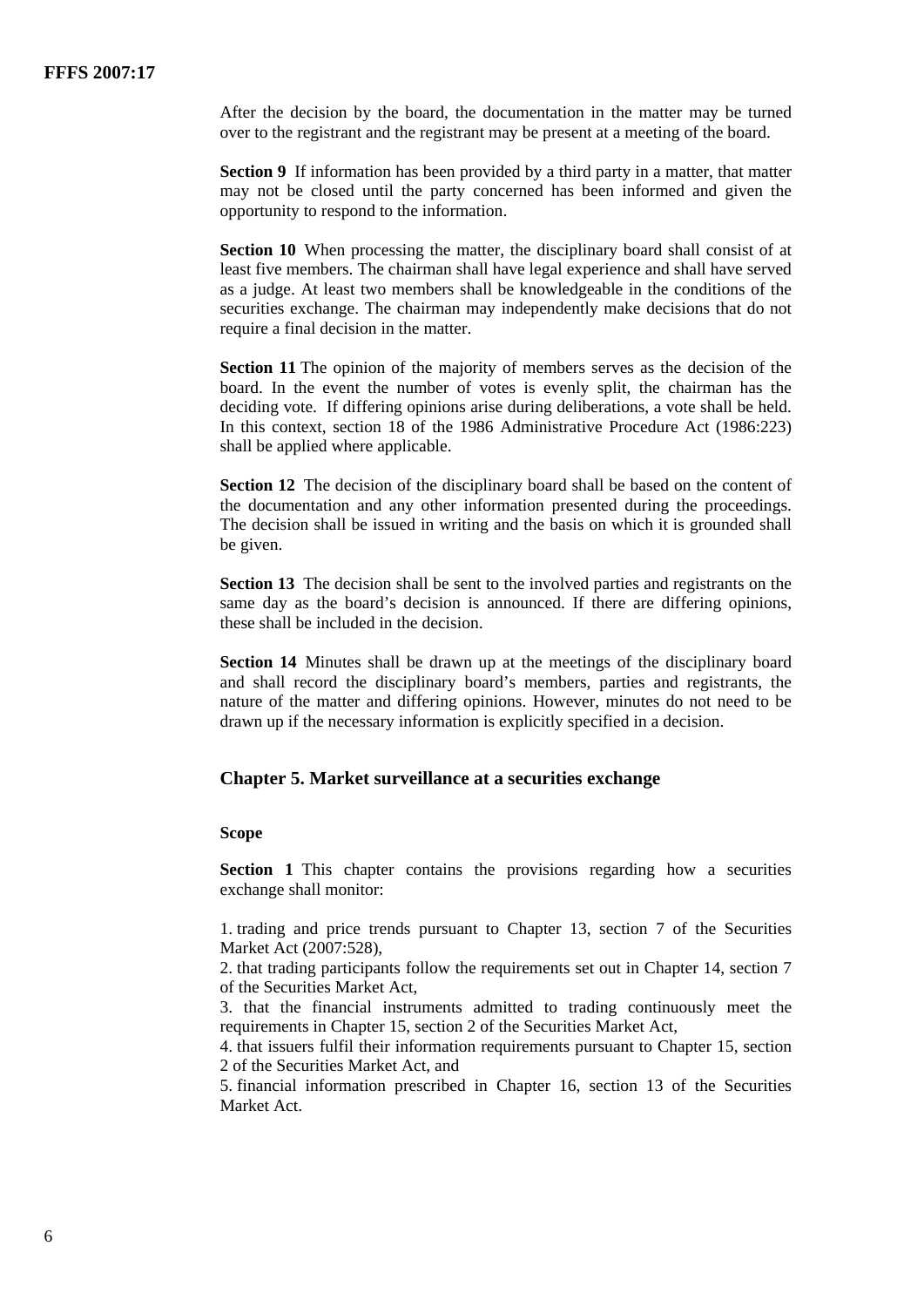After the decision by the board, the documentation in the matter may be turned over to the registrant and the registrant may be present at a meeting of the board.

**Section 9** If information has been provided by a third party in a matter, that matter may not be closed until the party concerned has been informed and given the opportunity to respond to the information.

**Section 10** When processing the matter, the disciplinary board shall consist of at least five members. The chairman shall have legal experience and shall have served as a judge. At least two members shall be knowledgeable in the conditions of the securities exchange. The chairman may independently make decisions that do not require a final decision in the matter.

**Section 11** The opinion of the majority of members serves as the decision of the board. In the event the number of votes is evenly split, the chairman has the deciding vote. If differing opinions arise during deliberations, a vote shall be held. In this context, section 18 of the 1986 Administrative Procedure Act (1986:223) shall be applied where applicable.

**Section 12** The decision of the disciplinary board shall be based on the content of the documentation and any other information presented during the proceedings. The decision shall be issued in writing and the basis on which it is grounded shall be given.

**Section 13** The decision shall be sent to the involved parties and registrants on the same day as the board's decision is announced. If there are differing opinions, these shall be included in the decision.

**Section 14** Minutes shall be drawn up at the meetings of the disciplinary board and shall record the disciplinary board's members, parties and registrants, the nature of the matter and differing opinions. However, minutes do not need to be drawn up if the necessary information is explicitly specified in a decision.

## Chapter 5. Market surveillance at a securities exchange

### Scope

**Section 1** This chapter contains the provisions regarding how a securities exchange shall monitor:

1. trading and price trends pursuant to Chapter 13, section 7 of the Securities Market Act (2007:528),
2. that trading participants follow the requirements set out in Chapter 14, section 7 of the Securities Market Act,
3. that the financial instruments admitted to trading continuously meet the requirements in Chapter 15, section 2 of the Securities Market Act,
4. that issuers fulfil their information requirements pursuant to Chapter 15, section 2 of the Securities Market Act, and
5. financial information prescribed in Chapter 16, section 13 of the Securities Market Act.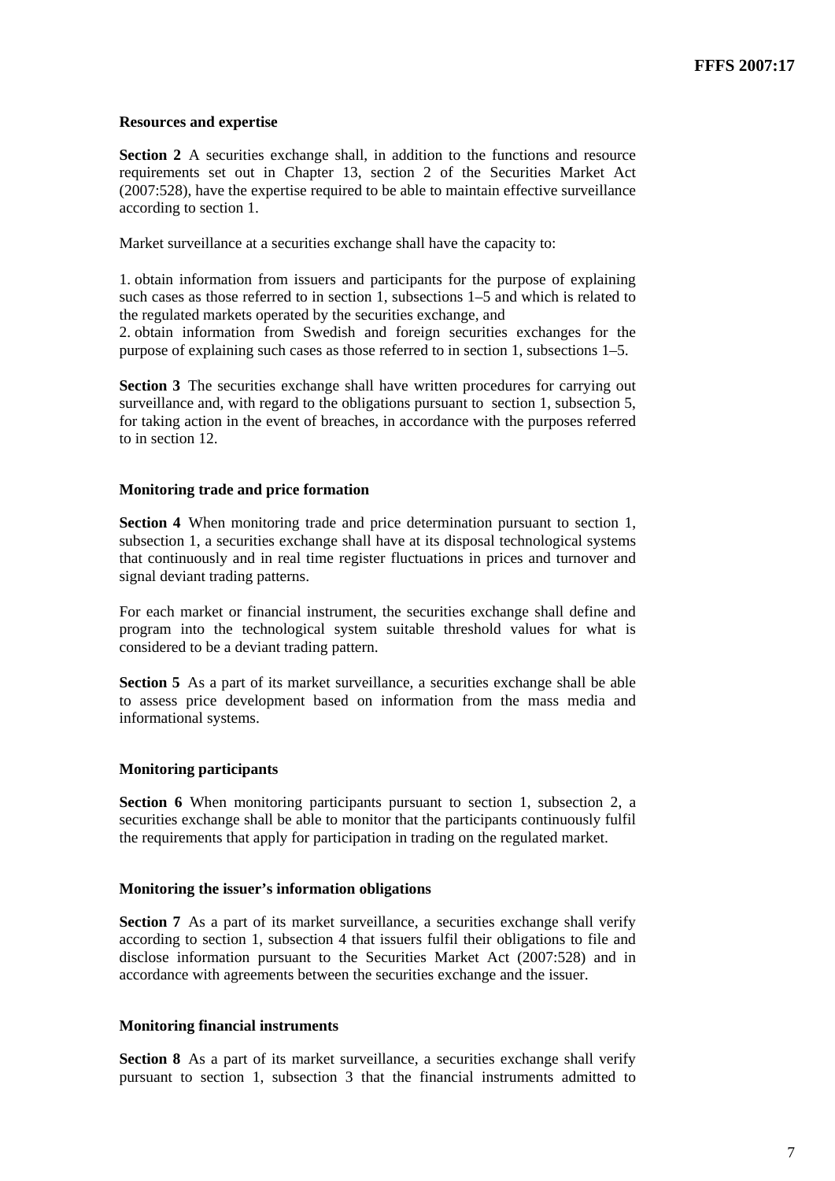### Resources and expertise

**Section 2** A securities exchange shall, in addition to the functions and resource requirements set out in Chapter 13, section 2 of the Securities Market Act (2007:528), have the expertise required to be able to maintain effective surveillance according to section 1.

Market surveillance at a securities exchange shall have the capacity to:

1. obtain information from issuers and participants for the purpose of explaining such cases as those referred to in section 1, subsections 1–5 and which is related to the regulated markets operated by the securities exchange, and
2. obtain information from Swedish and foreign securities exchanges for the purpose of explaining such cases as those referred to in section 1, subsections 1–5.

**Section 3** The securities exchange shall have written procedures for carrying out surveillance and, with regard to the obligations pursuant to section 1, subsection 5, for taking action in the event of breaches, in accordance with the purposes referred to in section 12.

### Monitoring trade and price formation

**Section 4** When monitoring trade and price determination pursuant to section 1, subsection 1, a securities exchange shall have at its disposal technological systems that continuously and in real time register fluctuations in prices and turnover and signal deviant trading patterns.

For each market or financial instrument, the securities exchange shall define and program into the technological system suitable threshold values for what is considered to be a deviant trading pattern.

**Section 5** As a part of its market surveillance, a securities exchange shall be able to assess price development based on information from the mass media and informational systems.

### Monitoring participants

**Section 6** When monitoring participants pursuant to section 1, subsection 2, a securities exchange shall be able to monitor that the participants continuously fulfil the requirements that apply for participation in trading on the regulated market.

### Monitoring the issuer's information obligations

**Section 7** As a part of its market surveillance, a securities exchange shall verify according to section 1, subsection 4 that issuers fulfil their obligations to file and disclose information pursuant to the Securities Market Act (2007:528) and in accordance with agreements between the securities exchange and the issuer.

### Monitoring financial instruments

**Section 8** As a part of its market surveillance, a securities exchange shall verify pursuant to section 1, subsection 3 that the financial instruments admitted to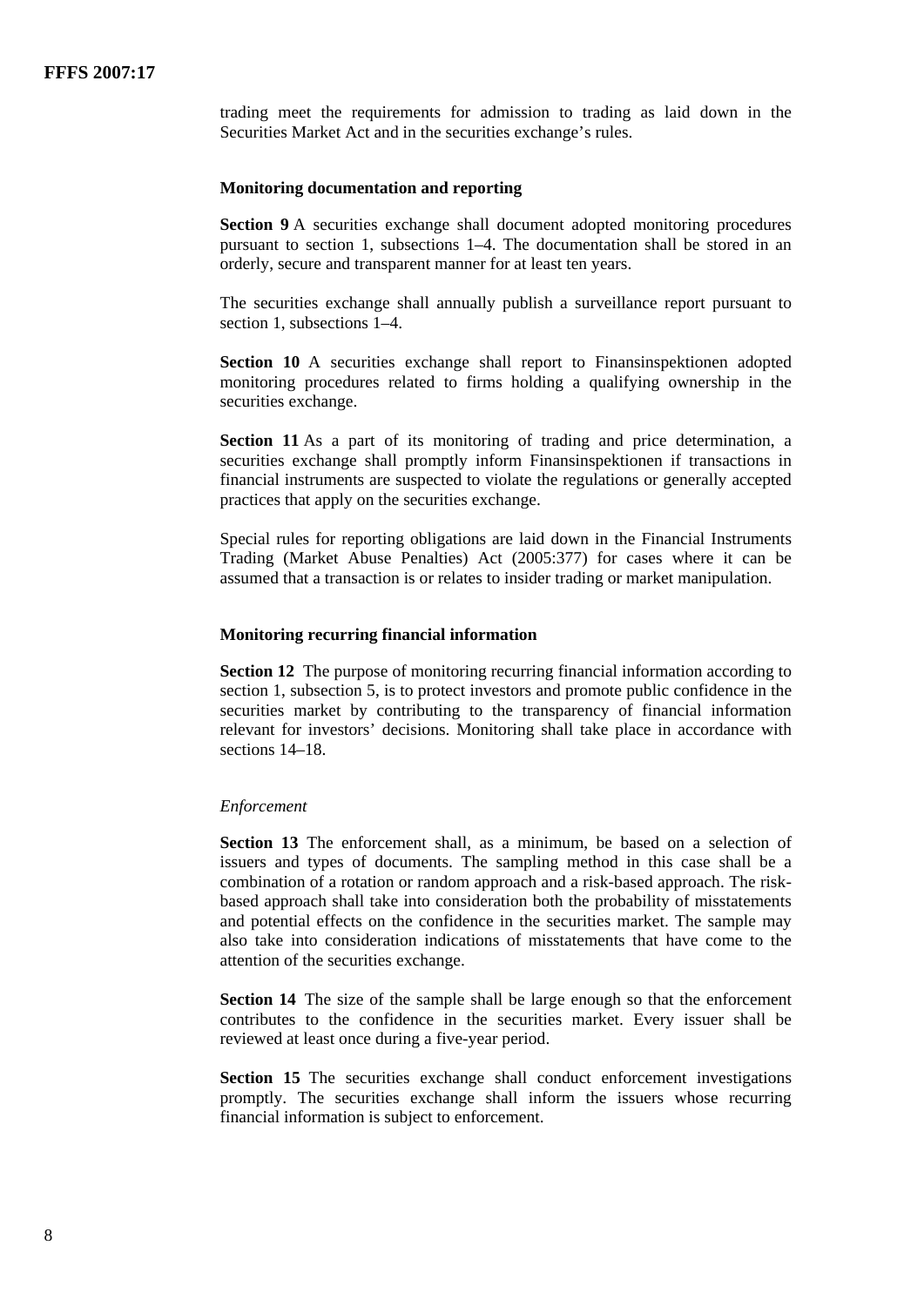trading meet the requirements for admission to trading as laid down in the Securities Market Act and in the securities exchange's rules.

### Monitoring documentation and reporting

**Section 9** A securities exchange shall document adopted monitoring procedures pursuant to section 1, subsections 1–4. The documentation shall be stored in an orderly, secure and transparent manner for at least ten years.

The securities exchange shall annually publish a surveillance report pursuant to section 1, subsections 1–4.

**Section 10** A securities exchange shall report to Finansinspektionen adopted monitoring procedures related to firms holding a qualifying ownership in the securities exchange.

**Section 11** As a part of its monitoring of trading and price determination, a securities exchange shall promptly inform Finansinspektionen if transactions in financial instruments are suspected to violate the regulations or generally accepted practices that apply on the securities exchange.

Special rules for reporting obligations are laid down in the Financial Instruments Trading (Market Abuse Penalties) Act (2005:377) for cases where it can be assumed that a transaction is or relates to insider trading or market manipulation.

### Monitoring recurring financial information

**Section 12** The purpose of monitoring recurring financial information according to section 1, subsection 5, is to protect investors and promote public confidence in the securities market by contributing to the transparency of financial information relevant for investors' decisions. Monitoring shall take place in accordance with sections 14–18.

*Enforcement*

**Section 13** The enforcement shall, as a minimum, be based on a selection of issuers and types of documents. The sampling method in this case shall be a combination of a rotation or random approach and a risk-based approach. The risk-based approach shall take into consideration both the probability of misstatements and potential effects on the confidence in the securities market. The sample may also take into consideration indications of misstatements that have come to the attention of the securities exchange.

**Section 14** The size of the sample shall be large enough so that the enforcement contributes to the confidence in the securities market. Every issuer shall be reviewed at least once during a five-year period.

**Section 15** The securities exchange shall conduct enforcement investigations promptly. The securities exchange shall inform the issuers whose recurring financial information is subject to enforcement.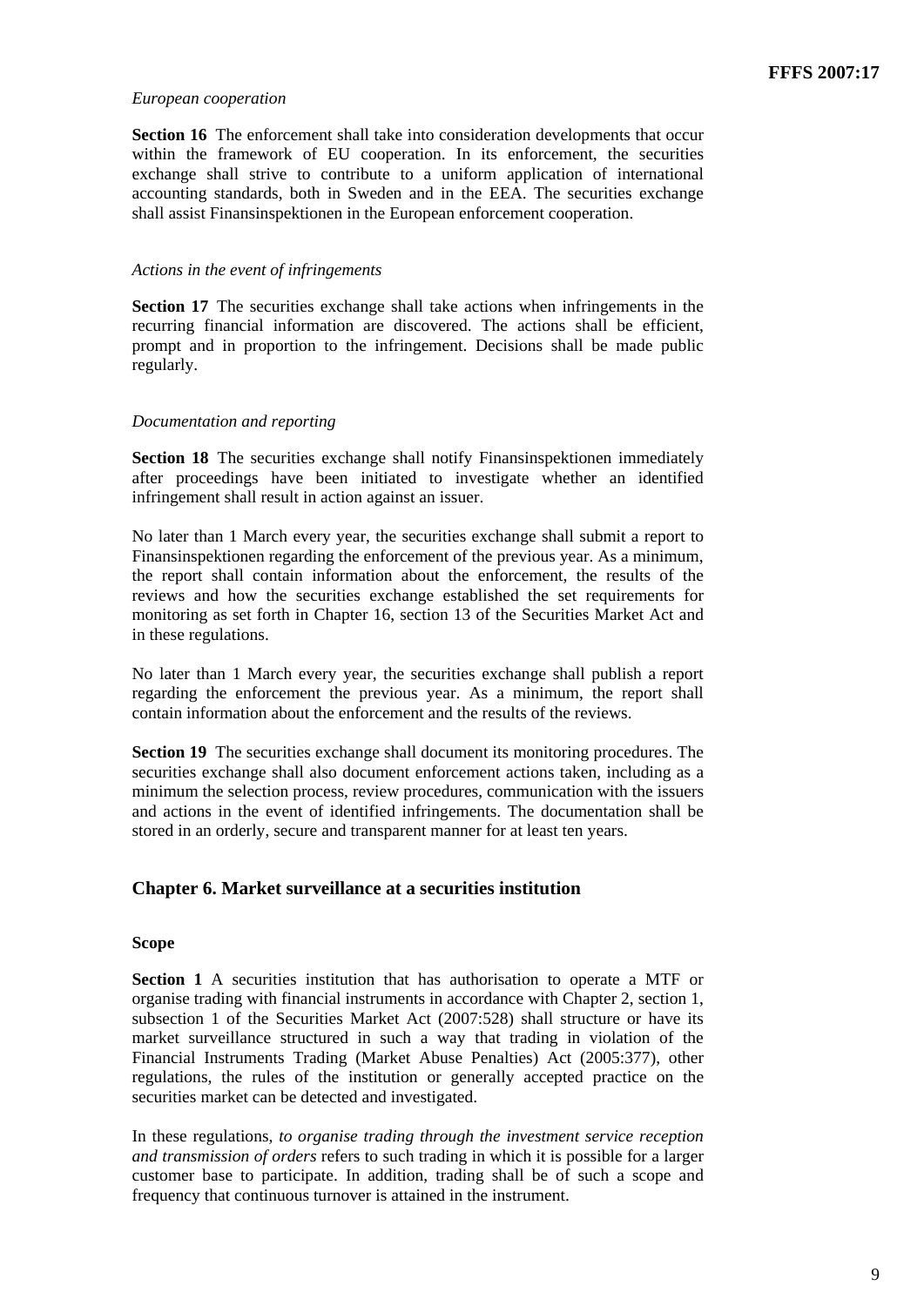*European cooperation*

**Section 16** The enforcement shall take into consideration developments that occur within the framework of EU cooperation. In its enforcement, the securities exchange shall strive to contribute to a uniform application of international accounting standards, both in Sweden and in the EEA. The securities exchange shall assist Finansinspektionen in the European enforcement cooperation.

*Actions in the event of infringements*

**Section 17** The securities exchange shall take actions when infringements in the recurring financial information are discovered. The actions shall be efficient, prompt and in proportion to the infringement. Decisions shall be made public regularly.

*Documentation and reporting*

**Section 18** The securities exchange shall notify Finansinspektionen immediately after proceedings have been initiated to investigate whether an identified infringement shall result in action against an issuer.

No later than 1 March every year, the securities exchange shall submit a report to Finansinspektionen regarding the enforcement of the previous year. As a minimum, the report shall contain information about the enforcement, the results of the reviews and how the securities exchange established the set requirements for monitoring as set forth in Chapter 16, section 13 of the Securities Market Act and in these regulations.

No later than 1 March every year, the securities exchange shall publish a report regarding the enforcement the previous year. As a minimum, the report shall contain information about the enforcement and the results of the reviews.

**Section 19** The securities exchange shall document its monitoring procedures. The securities exchange shall also document enforcement actions taken, including as a minimum the selection process, review procedures, communication with the issuers and actions in the event of identified infringements. The documentation shall be stored in an orderly, secure and transparent manner for at least ten years.

## Chapter 6. Market surveillance at a securities institution

**Scope**

**Section 1** A securities institution that has authorisation to operate a MTF or organise trading with financial instruments in accordance with Chapter 2, section 1, subsection 1 of the Securities Market Act (2007:528) shall structure or have its market surveillance structured in such a way that trading in violation of the Financial Instruments Trading (Market Abuse Penalties) Act (2005:377), other regulations, the rules of the institution or generally accepted practice on the securities market can be detected and investigated.

In these regulations, *to organise trading through the investment service reception and transmission of orders* refers to such trading in which it is possible for a larger customer base to participate. In addition, trading shall be of such a scope and frequency that continuous turnover is attained in the instrument.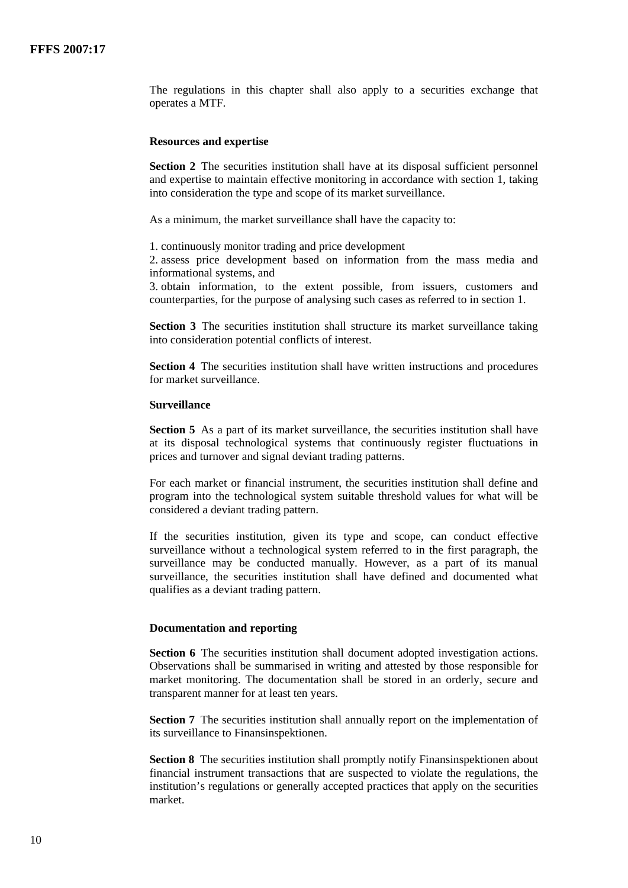The regulations in this chapter shall also apply to a securities exchange that operates a MTF.

#### Resources and expertise

**Section 2** The securities institution shall have at its disposal sufficient personnel and expertise to maintain effective monitoring in accordance with section 1, taking into consideration the type and scope of its market surveillance.

As a minimum, the market surveillance shall have the capacity to:

1. continuously monitor trading and price development
2. assess price development based on information from the mass media and informational systems, and
3. obtain information, to the extent possible, from issuers, customers and counterparties, for the purpose of analysing such cases as referred to in section 1.

**Section 3** The securities institution shall structure its market surveillance taking into consideration potential conflicts of interest.

**Section 4** The securities institution shall have written instructions and procedures for market surveillance.

#### Surveillance

**Section 5** As a part of its market surveillance, the securities institution shall have at its disposal technological systems that continuously register fluctuations in prices and turnover and signal deviant trading patterns.

For each market or financial instrument, the securities institution shall define and program into the technological system suitable threshold values for what will be considered a deviant trading pattern.

If the securities institution, given its type and scope, can conduct effective surveillance without a technological system referred to in the first paragraph, the surveillance may be conducted manually. However, as a part of its manual surveillance, the securities institution shall have defined and documented what qualifies as a deviant trading pattern.

#### Documentation and reporting

**Section 6** The securities institution shall document adopted investigation actions. Observations shall be summarised in writing and attested by those responsible for market monitoring. The documentation shall be stored in an orderly, secure and transparent manner for at least ten years.

**Section 7** The securities institution shall annually report on the implementation of its surveillance to Finansinspektionen.

**Section 8** The securities institution shall promptly notify Finansinspektionen about financial instrument transactions that are suspected to violate the regulations, the institution's regulations or generally accepted practices that apply on the securities market.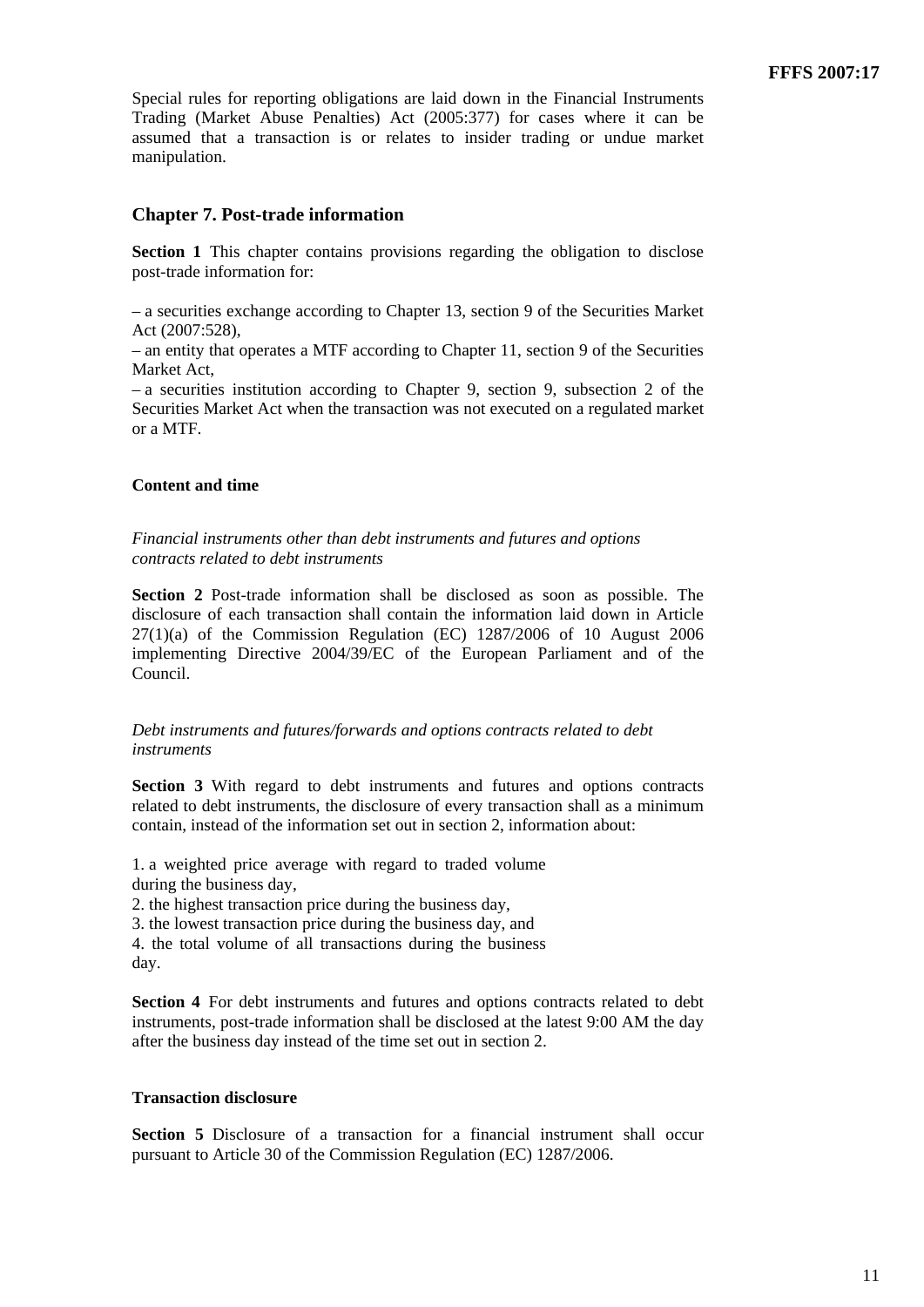Special rules for reporting obligations are laid down in the Financial Instruments Trading (Market Abuse Penalties) Act (2005:377) for cases where it can be assumed that a transaction is or relates to insider trading or undue market manipulation.

## Chapter 7. Post-trade information

**Section 1** This chapter contains provisions regarding the obligation to disclose post-trade information for:

– a securities exchange according to Chapter 13, section 9 of the Securities Market Act (2007:528),
– an entity that operates a MTF according to Chapter 11, section 9 of the Securities Market Act,
– a securities institution according to Chapter 9, section 9, subsection 2 of the Securities Market Act when the transaction was not executed on a regulated market or a MTF.

### Content and time

*Financial instruments other than debt instruments and futures and options contracts related to debt instruments*

**Section 2** Post-trade information shall be disclosed as soon as possible. The disclosure of each transaction shall contain the information laid down in Article 27(1)(a) of the Commission Regulation (EC) 1287/2006 of 10 August 2006 implementing Directive 2004/39/EC of the European Parliament and of the Council.

*Debt instruments and futures/forwards and options contracts related to debt instruments*

**Section 3** With regard to debt instruments and futures and options contracts related to debt instruments, the disclosure of every transaction shall as a minimum contain, instead of the information set out in section 2, information about:

1. a weighted price average with regard to traded volume during the business day,
2. the highest transaction price during the business day,
3. the lowest transaction price during the business day, and
4. the total volume of all transactions during the business day.

**Section 4** For debt instruments and futures and options contracts related to debt instruments, post-trade information shall be disclosed at the latest 9:00 AM the day after the business day instead of the time set out in section 2.

### Transaction disclosure

**Section 5** Disclosure of a transaction for a financial instrument shall occur pursuant to Article 30 of the Commission Regulation (EC) 1287/2006.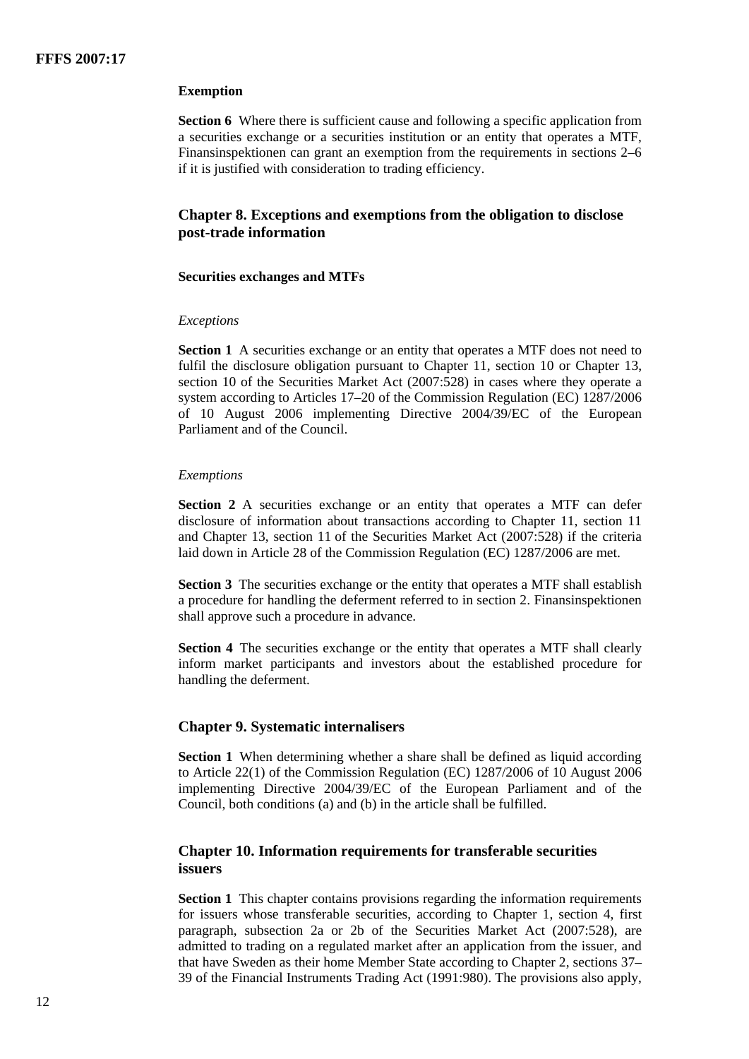**Exemption**

**Section 6** Where there is sufficient cause and following a specific application from a securities exchange or a securities institution or an entity that operates a MTF, Finansinspektionen can grant an exemption from the requirements in sections 2–6 if it is justified with consideration to trading efficiency.

## Chapter 8. Exceptions and exemptions from the obligation to disclose post-trade information

**Securities exchanges and MTFs**

*Exceptions*

**Section 1** A securities exchange or an entity that operates a MTF does not need to fulfil the disclosure obligation pursuant to Chapter 11, section 10 or Chapter 13, section 10 of the Securities Market Act (2007:528) in cases where they operate a system according to Articles 17–20 of the Commission Regulation (EC) 1287/2006 of 10 August 2006 implementing Directive 2004/39/EC of the European Parliament and of the Council.

*Exemptions*

**Section 2** A securities exchange or an entity that operates a MTF can defer disclosure of information about transactions according to Chapter 11, section 11 and Chapter 13, section 11 of the Securities Market Act (2007:528) if the criteria laid down in Article 28 of the Commission Regulation (EC) 1287/2006 are met.

**Section 3** The securities exchange or the entity that operates a MTF shall establish a procedure for handling the deferment referred to in section 2. Finansinspektionen shall approve such a procedure in advance.

**Section 4** The securities exchange or the entity that operates a MTF shall clearly inform market participants and investors about the established procedure for handling the deferment.

## Chapter 9. Systematic internalisers

**Section 1** When determining whether a share shall be defined as liquid according to Article 22(1) of the Commission Regulation (EC) 1287/2006 of 10 August 2006 implementing Directive 2004/39/EC of the European Parliament and of the Council, both conditions (a) and (b) in the article shall be fulfilled.

## Chapter 10. Information requirements for transferable securities issuers

**Section 1** This chapter contains provisions regarding the information requirements for issuers whose transferable securities, according to Chapter 1, section 4, first paragraph, subsection 2a or 2b of the Securities Market Act (2007:528), are admitted to trading on a regulated market after an application from the issuer, and that have Sweden as their home Member State according to Chapter 2, sections 37–39 of the Financial Instruments Trading Act (1991:980). The provisions also apply,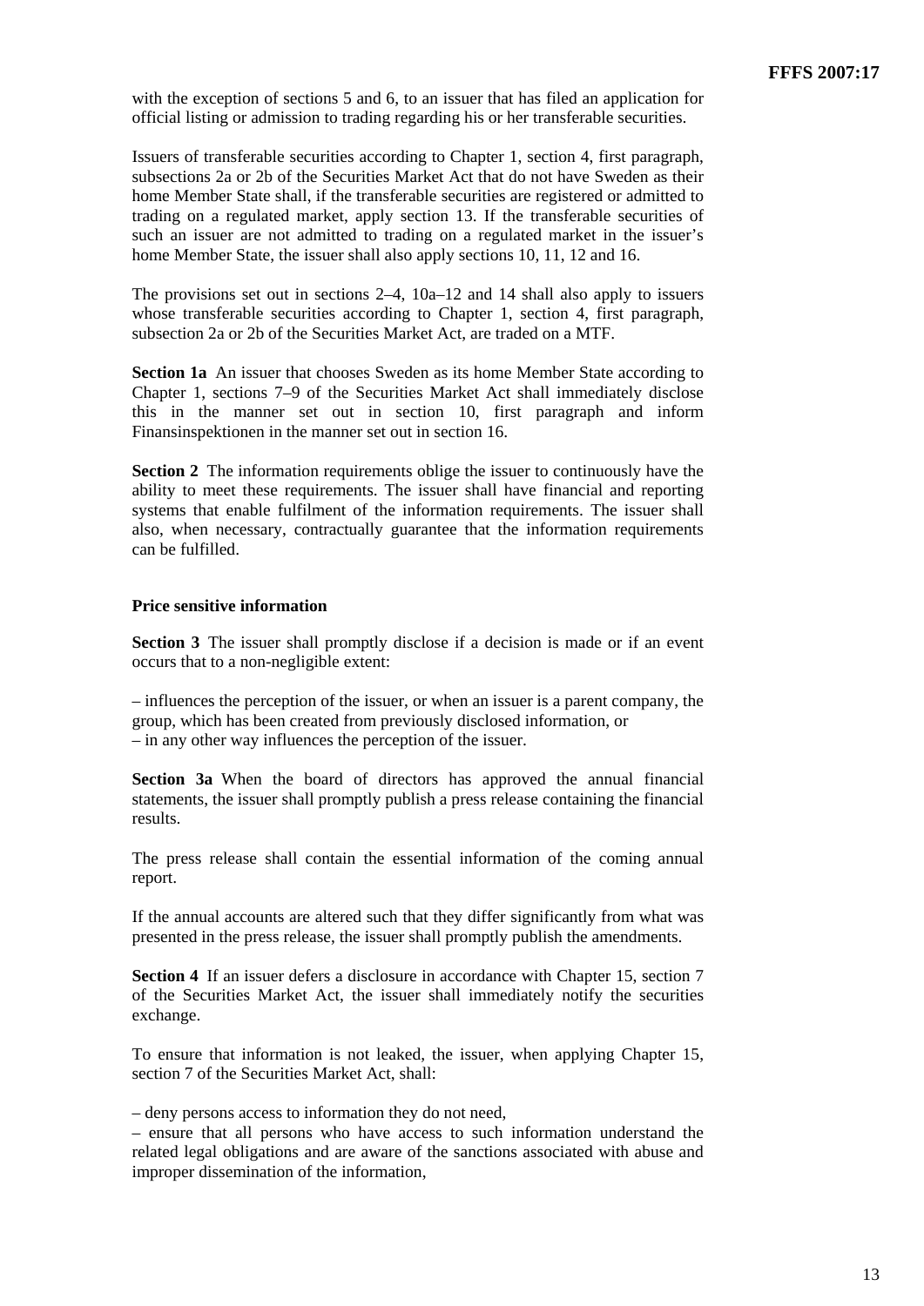with the exception of sections 5 and 6, to an issuer that has filed an application for official listing or admission to trading regarding his or her transferable securities.

Issuers of transferable securities according to Chapter 1, section 4, first paragraph, subsections 2a or 2b of the Securities Market Act that do not have Sweden as their home Member State shall, if the transferable securities are registered or admitted to trading on a regulated market, apply section 13. If the transferable securities of such an issuer are not admitted to trading on a regulated market in the issuer's home Member State, the issuer shall also apply sections 10, 11, 12 and 16.

The provisions set out in sections 2–4, 10a–12 and 14 shall also apply to issuers whose transferable securities according to Chapter 1, section 4, first paragraph, subsection 2a or 2b of the Securities Market Act, are traded on a MTF.

**Section 1a** An issuer that chooses Sweden as its home Member State according to Chapter 1, sections 7–9 of the Securities Market Act shall immediately disclose this in the manner set out in section 10, first paragraph and inform Finansinspektionen in the manner set out in section 16.

**Section 2** The information requirements oblige the issuer to continuously have the ability to meet these requirements. The issuer shall have financial and reporting systems that enable fulfilment of the information requirements. The issuer shall also, when necessary, contractually guarantee that the information requirements can be fulfilled.

**Price sensitive information**

**Section 3** The issuer shall promptly disclose if a decision is made or if an event occurs that to a non-negligible extent:

– influences the perception of the issuer, or when an issuer is a parent company, the group, which has been created from previously disclosed information, or
– in any other way influences the perception of the issuer.

**Section 3a** When the board of directors has approved the annual financial statements, the issuer shall promptly publish a press release containing the financial results.

The press release shall contain the essential information of the coming annual report.

If the annual accounts are altered such that they differ significantly from what was presented in the press release, the issuer shall promptly publish the amendments.

**Section 4** If an issuer defers a disclosure in accordance with Chapter 15, section 7 of the Securities Market Act, the issuer shall immediately notify the securities exchange.

To ensure that information is not leaked, the issuer, when applying Chapter 15, section 7 of the Securities Market Act, shall:

– deny persons access to information they do not need,
– ensure that all persons who have access to such information understand the related legal obligations and are aware of the sanctions associated with abuse and improper dissemination of the information,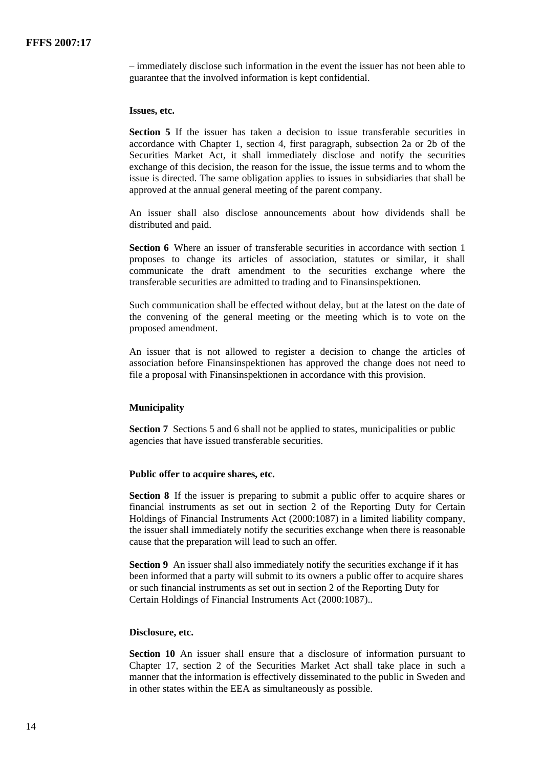– immediately disclose such information in the event the issuer has not been able to guarantee that the involved information is kept confidential.

#### Issues, etc.

**Section 5** If the issuer has taken a decision to issue transferable securities in accordance with Chapter 1, section 4, first paragraph, subsection 2a or 2b of the Securities Market Act, it shall immediately disclose and notify the securities exchange of this decision, the reason for the issue, the issue terms and to whom the issue is directed. The same obligation applies to issues in subsidiaries that shall be approved at the annual general meeting of the parent company.

An issuer shall also disclose announcements about how dividends shall be distributed and paid.

**Section 6** Where an issuer of transferable securities in accordance with section 1 proposes to change its articles of association, statutes or similar, it shall communicate the draft amendment to the securities exchange where the transferable securities are admitted to trading and to Finansinspektionen.

Such communication shall be effected without delay, but at the latest on the date of the convening of the general meeting or the meeting which is to vote on the proposed amendment.

An issuer that is not allowed to register a decision to change the articles of association before Finansinspektionen has approved the change does not need to file a proposal with Finansinspektionen in accordance with this provision.

#### Municipality

**Section 7** Sections 5 and 6 shall not be applied to states, municipalities or public agencies that have issued transferable securities.

#### Public offer to acquire shares, etc.

**Section 8** If the issuer is preparing to submit a public offer to acquire shares or financial instruments as set out in section 2 of the Reporting Duty for Certain Holdings of Financial Instruments Act (2000:1087) in a limited liability company, the issuer shall immediately notify the securities exchange when there is reasonable cause that the preparation will lead to such an offer.

**Section 9** An issuer shall also immediately notify the securities exchange if it has been informed that a party will submit to its owners a public offer to acquire shares or such financial instruments as set out in section 2 of the Reporting Duty for Certain Holdings of Financial Instruments Act (2000:1087)..

#### Disclosure, etc.

**Section 10** An issuer shall ensure that a disclosure of information pursuant to Chapter 17, section 2 of the Securities Market Act shall take place in such a manner that the information is effectively disseminated to the public in Sweden and in other states within the EEA as simultaneously as possible.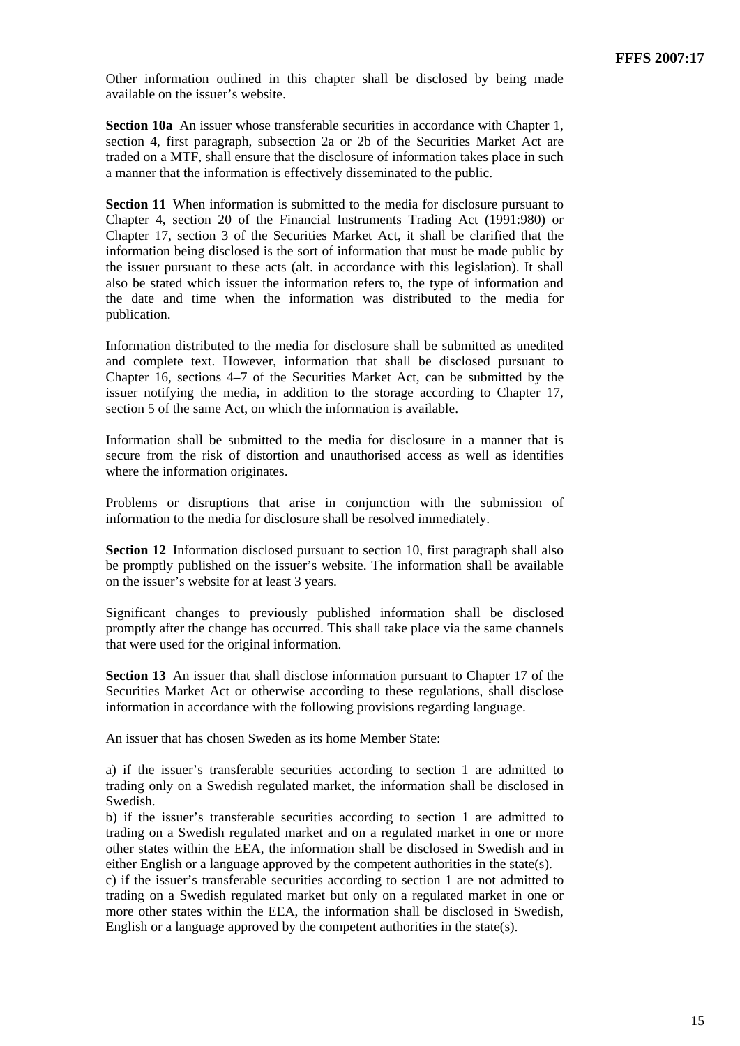Other information outlined in this chapter shall be disclosed by being made available on the issuer's website.

**Section 10a** An issuer whose transferable securities in accordance with Chapter 1, section 4, first paragraph, subsection 2a or 2b of the Securities Market Act are traded on a MTF, shall ensure that the disclosure of information takes place in such a manner that the information is effectively disseminated to the public.

**Section 11** When information is submitted to the media for disclosure pursuant to Chapter 4, section 20 of the Financial Instruments Trading Act (1991:980) or Chapter 17, section 3 of the Securities Market Act, it shall be clarified that the information being disclosed is the sort of information that must be made public by the issuer pursuant to these acts (alt. in accordance with this legislation). It shall also be stated which issuer the information refers to, the type of information and the date and time when the information was distributed to the media for publication.

Information distributed to the media for disclosure shall be submitted as unedited and complete text. However, information that shall be disclosed pursuant to Chapter 16, sections 4–7 of the Securities Market Act, can be submitted by the issuer notifying the media, in addition to the storage according to Chapter 17, section 5 of the same Act, on which the information is available.

Information shall be submitted to the media for disclosure in a manner that is secure from the risk of distortion and unauthorised access as well as identifies where the information originates.

Problems or disruptions that arise in conjunction with the submission of information to the media for disclosure shall be resolved immediately.

**Section 12** Information disclosed pursuant to section 10, first paragraph shall also be promptly published on the issuer's website. The information shall be available on the issuer's website for at least 3 years.

Significant changes to previously published information shall be disclosed promptly after the change has occurred. This shall take place via the same channels that were used for the original information.

**Section 13** An issuer that shall disclose information pursuant to Chapter 17 of the Securities Market Act or otherwise according to these regulations, shall disclose information in accordance with the following provisions regarding language.

An issuer that has chosen Sweden as its home Member State:

a) if the issuer's transferable securities according to section 1 are admitted to trading only on a Swedish regulated market, the information shall be disclosed in Swedish.
b) if the issuer's transferable securities according to section 1 are admitted to trading on a Swedish regulated market and on a regulated market in one or more other states within the EEA, the information shall be disclosed in Swedish and in either English or a language approved by the competent authorities in the state(s).
c) if the issuer's transferable securities according to section 1 are not admitted to trading on a Swedish regulated market but only on a regulated market in one or more other states within the EEA, the information shall be disclosed in Swedish, English or a language approved by the competent authorities in the state(s).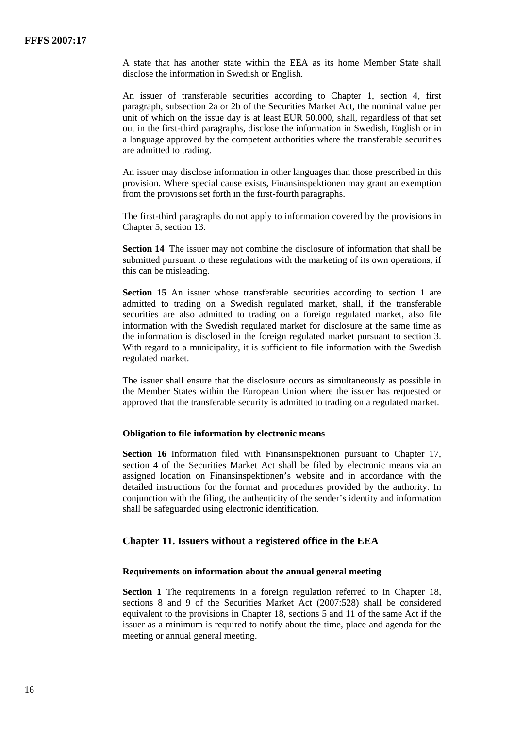A state that has another state within the EEA as its home Member State shall disclose the information in Swedish or English.

An issuer of transferable securities according to Chapter 1, section 4, first paragraph, subsection 2a or 2b of the Securities Market Act, the nominal value per unit of which on the issue day is at least EUR 50,000, shall, regardless of that set out in the first-third paragraphs, disclose the information in Swedish, English or in a language approved by the competent authorities where the transferable securities are admitted to trading.

An issuer may disclose information in other languages than those prescribed in this provision. Where special cause exists, Finansinspektionen may grant an exemption from the provisions set forth in the first-fourth paragraphs.

The first-third paragraphs do not apply to information covered by the provisions in Chapter 5, section 13.

**Section 14** The issuer may not combine the disclosure of information that shall be submitted pursuant to these regulations with the marketing of its own operations, if this can be misleading.

**Section 15** An issuer whose transferable securities according to section 1 are admitted to trading on a Swedish regulated market, shall, if the transferable securities are also admitted to trading on a foreign regulated market, also file information with the Swedish regulated market for disclosure at the same time as the information is disclosed in the foreign regulated market pursuant to section 3. With regard to a municipality, it is sufficient to file information with the Swedish regulated market.

The issuer shall ensure that the disclosure occurs as simultaneously as possible in the Member States within the European Union where the issuer has requested or approved that the transferable security is admitted to trading on a regulated market.

#### Obligation to file information by electronic means

**Section 16** Information filed with Finansinspektionen pursuant to Chapter 17, section 4 of the Securities Market Act shall be filed by electronic means via an assigned location on Finansinspektionen's website and in accordance with the detailed instructions for the format and procedures provided by the authority. In conjunction with the filing, the authenticity of the sender's identity and information shall be safeguarded using electronic identification.

## Chapter 11. Issuers without a registered office in the EEA

#### Requirements on information about the annual general meeting

**Section 1** The requirements in a foreign regulation referred to in Chapter 18, sections 8 and 9 of the Securities Market Act (2007:528) shall be considered equivalent to the provisions in Chapter 18, sections 5 and 11 of the same Act if the issuer as a minimum is required to notify about the time, place and agenda for the meeting or annual general meeting.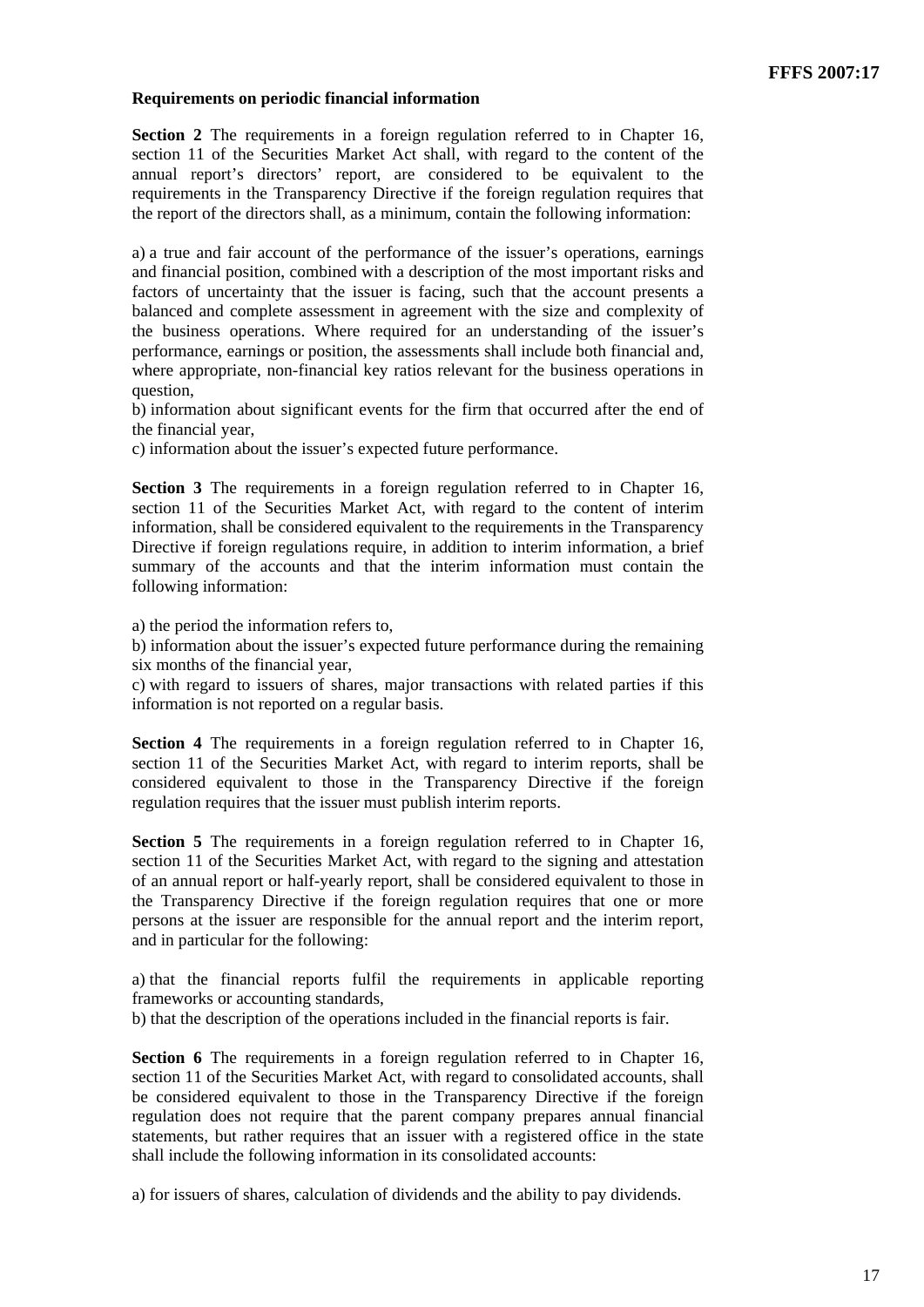**Requirements on periodic financial information**

**Section 2** The requirements in a foreign regulation referred to in Chapter 16, section 11 of the Securities Market Act shall, with regard to the content of the annual report's directors' report, are considered to be equivalent to the requirements in the Transparency Directive if the foreign regulation requires that the report of the directors shall, as a minimum, contain the following information:

a) a true and fair account of the performance of the issuer's operations, earnings and financial position, combined with a description of the most important risks and factors of uncertainty that the issuer is facing, such that the account presents a balanced and complete assessment in agreement with the size and complexity of the business operations. Where required for an understanding of the issuer's performance, earnings or position, the assessments shall include both financial and, where appropriate, non-financial key ratios relevant for the business operations in question,
b) information about significant events for the firm that occurred after the end of the financial year,
c) information about the issuer's expected future performance.

**Section 3** The requirements in a foreign regulation referred to in Chapter 16, section 11 of the Securities Market Act, with regard to the content of interim information, shall be considered equivalent to the requirements in the Transparency Directive if foreign regulations require, in addition to interim information, a brief summary of the accounts and that the interim information must contain the following information:

a) the period the information refers to,
b) information about the issuer's expected future performance during the remaining six months of the financial year,
c) with regard to issuers of shares, major transactions with related parties if this information is not reported on a regular basis.

**Section 4** The requirements in a foreign regulation referred to in Chapter 16, section 11 of the Securities Market Act, with regard to interim reports, shall be considered equivalent to those in the Transparency Directive if the foreign regulation requires that the issuer must publish interim reports.

**Section 5** The requirements in a foreign regulation referred to in Chapter 16, section 11 of the Securities Market Act, with regard to the signing and attestation of an annual report or half-yearly report, shall be considered equivalent to those in the Transparency Directive if the foreign regulation requires that one or more persons at the issuer are responsible for the annual report and the interim report, and in particular for the following:

a) that the financial reports fulfil the requirements in applicable reporting frameworks or accounting standards,
b) that the description of the operations included in the financial reports is fair.

**Section 6** The requirements in a foreign regulation referred to in Chapter 16, section 11 of the Securities Market Act, with regard to consolidated accounts, shall be considered equivalent to those in the Transparency Directive if the foreign regulation does not require that the parent company prepares annual financial statements, but rather requires that an issuer with a registered office in the state shall include the following information in its consolidated accounts:

a) for issuers of shares, calculation of dividends and the ability to pay dividends.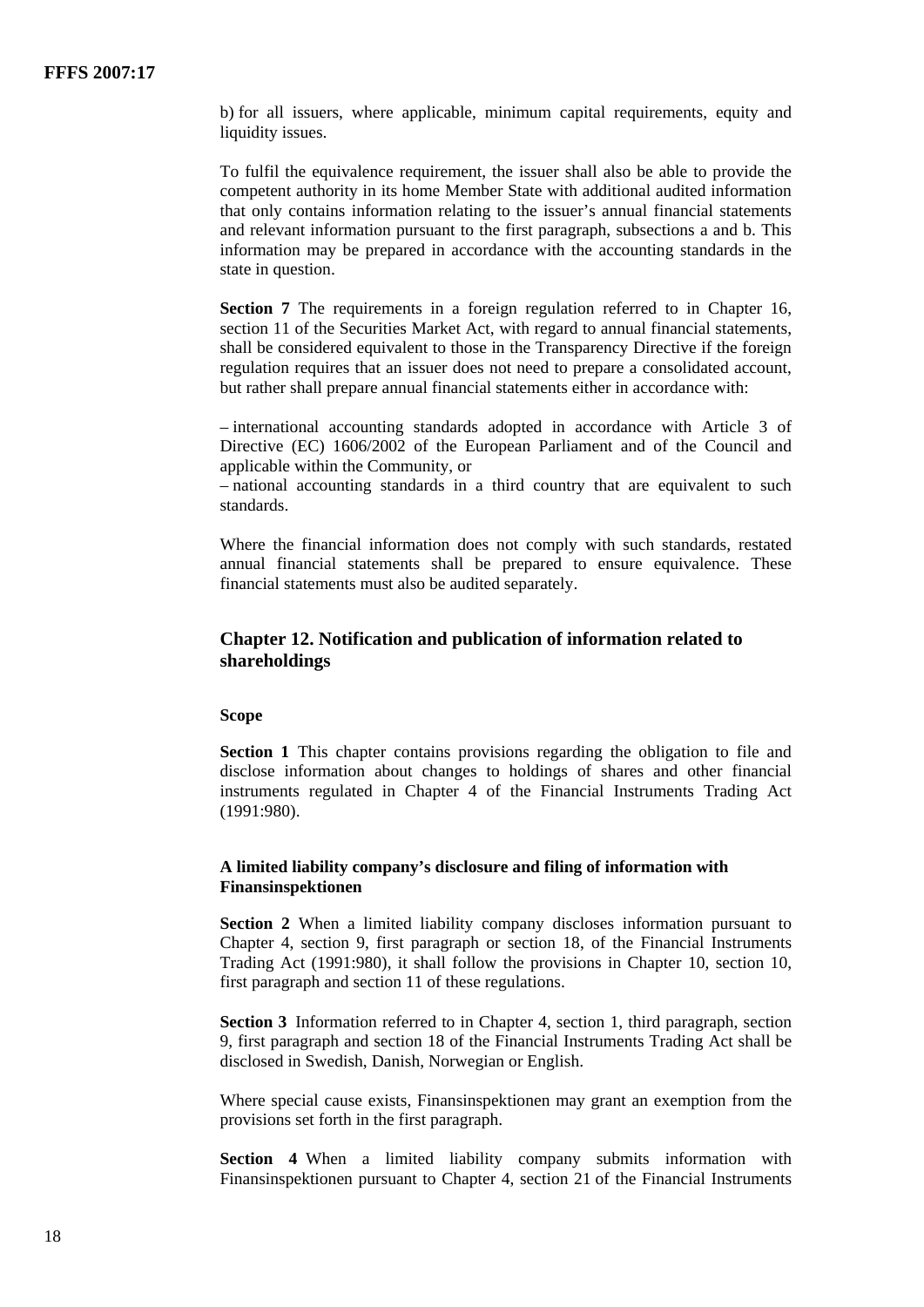b) for all issuers, where applicable, minimum capital requirements, equity and liquidity issues.

To fulfil the equivalence requirement, the issuer shall also be able to provide the competent authority in its home Member State with additional audited information that only contains information relating to the issuer's annual financial statements and relevant information pursuant to the first paragraph, subsections a and b. This information may be prepared in accordance with the accounting standards in the state in question.

**Section 7** The requirements in a foreign regulation referred to in Chapter 16, section 11 of the Securities Market Act, with regard to annual financial statements, shall be considered equivalent to those in the Transparency Directive if the foreign regulation requires that an issuer does not need to prepare a consolidated account, but rather shall prepare annual financial statements either in accordance with:

– international accounting standards adopted in accordance with Article 3 of Directive (EC) 1606/2002 of the European Parliament and of the Council and applicable within the Community, or
– national accounting standards in a third country that are equivalent to such standards.

Where the financial information does not comply with such standards, restated annual financial statements shall be prepared to ensure equivalence. These financial statements must also be audited separately.

## Chapter 12. Notification and publication of information related to shareholdings

### Scope

**Section 1** This chapter contains provisions regarding the obligation to file and disclose information about changes to holdings of shares and other financial instruments regulated in Chapter 4 of the Financial Instruments Trading Act (1991:980).

### A limited liability company's disclosure and filing of information with Finansinspektionen

**Section 2** When a limited liability company discloses information pursuant to Chapter 4, section 9, first paragraph or section 18, of the Financial Instruments Trading Act (1991:980), it shall follow the provisions in Chapter 10, section 10, first paragraph and section 11 of these regulations.

**Section 3** Information referred to in Chapter 4, section 1, third paragraph, section 9, first paragraph and section 18 of the Financial Instruments Trading Act shall be disclosed in Swedish, Danish, Norwegian or English.

Where special cause exists, Finansinspektionen may grant an exemption from the provisions set forth in the first paragraph.

**Section 4** When a limited liability company submits information with Finansinspektionen pursuant to Chapter 4, section 21 of the Financial Instruments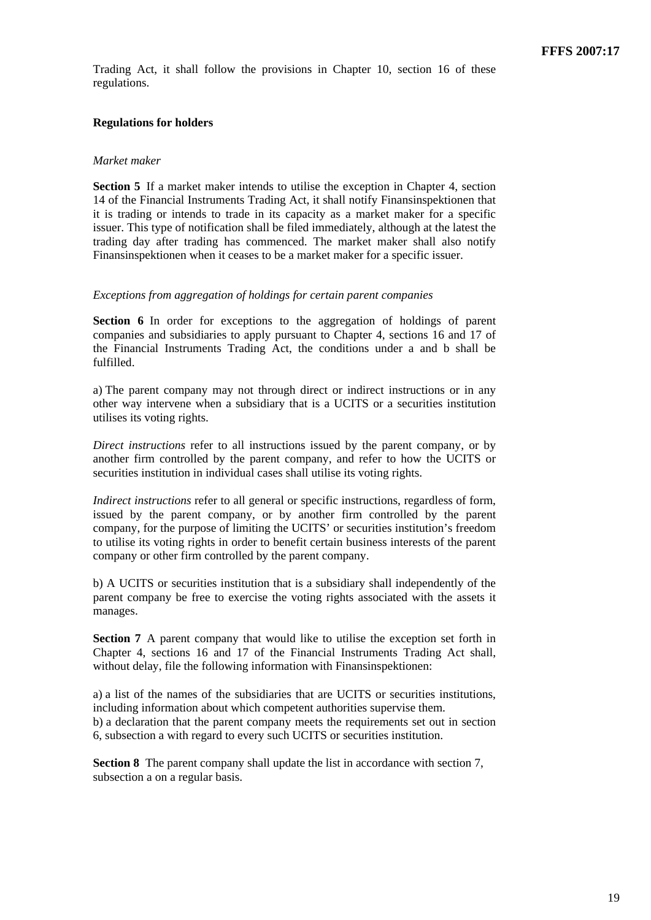Trading Act, it shall follow the provisions in Chapter 10, section 16 of these regulations.

**Regulations for holders**

*Market maker*

**Section 5** If a market maker intends to utilise the exception in Chapter 4, section 14 of the Financial Instruments Trading Act, it shall notify Finansinspektionen that it is trading or intends to trade in its capacity as a market maker for a specific issuer. This type of notification shall be filed immediately, although at the latest the trading day after trading has commenced. The market maker shall also notify Finansinspektionen when it ceases to be a market maker for a specific issuer.

*Exceptions from aggregation of holdings for certain parent companies*

**Section 6** In order for exceptions to the aggregation of holdings of parent companies and subsidiaries to apply pursuant to Chapter 4, sections 16 and 17 of the Financial Instruments Trading Act, the conditions under a and b shall be fulfilled.

a) The parent company may not through direct or indirect instructions or in any other way intervene when a subsidiary that is a UCITS or a securities institution utilises its voting rights.

*Direct instructions* refer to all instructions issued by the parent company, or by another firm controlled by the parent company, and refer to how the UCITS or securities institution in individual cases shall utilise its voting rights.

*Indirect instructions* refer to all general or specific instructions, regardless of form, issued by the parent company, or by another firm controlled by the parent company, for the purpose of limiting the UCITS' or securities institution's freedom to utilise its voting rights in order to benefit certain business interests of the parent company or other firm controlled by the parent company.

b) A UCITS or securities institution that is a subsidiary shall independently of the parent company be free to exercise the voting rights associated with the assets it manages.

**Section 7** A parent company that would like to utilise the exception set forth in Chapter 4, sections 16 and 17 of the Financial Instruments Trading Act shall, without delay, file the following information with Finansinspektionen:

a) a list of the names of the subsidiaries that are UCITS or securities institutions, including information about which competent authorities supervise them.
b) a declaration that the parent company meets the requirements set out in section 6, subsection a with regard to every such UCITS or securities institution.

**Section 8** The parent company shall update the list in accordance with section 7, subsection a on a regular basis.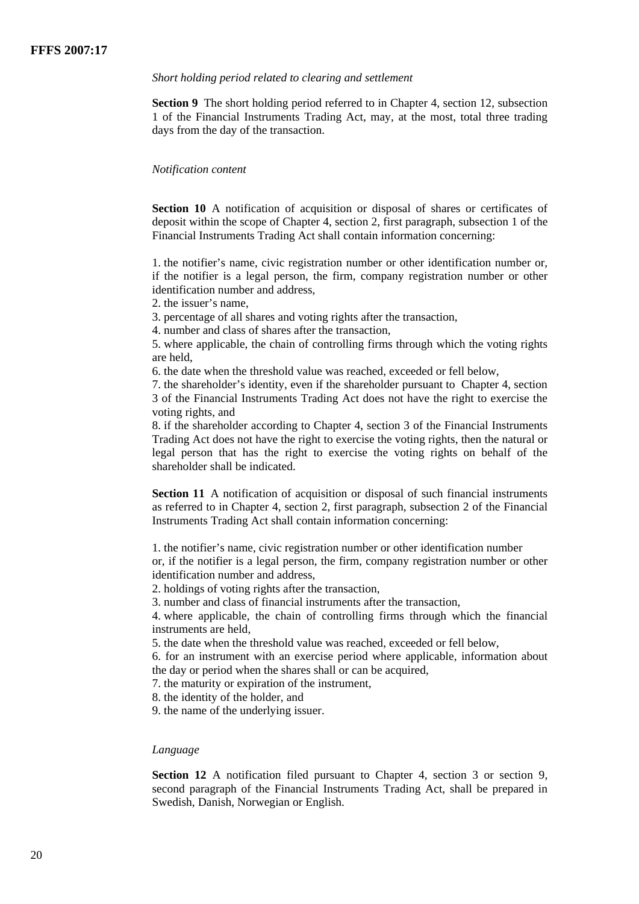*Short holding period related to clearing and settlement*

**Section 9** The short holding period referred to in Chapter 4, section 12, subsection 1 of the Financial Instruments Trading Act, may, at the most, total three trading days from the day of the transaction.

*Notification content*

**Section 10** A notification of acquisition or disposal of shares or certificates of deposit within the scope of Chapter 4, section 2, first paragraph, subsection 1 of the Financial Instruments Trading Act shall contain information concerning:

1. the notifier's name, civic registration number or other identification number or, if the notifier is a legal person, the firm, company registration number or other identification number and address,
2. the issuer's name,
3. percentage of all shares and voting rights after the transaction,
4. number and class of shares after the transaction,
5. where applicable, the chain of controlling firms through which the voting rights are held,
6. the date when the threshold value was reached, exceeded or fell below,
7. the shareholder's identity, even if the shareholder pursuant to Chapter 4, section 3 of the Financial Instruments Trading Act does not have the right to exercise the voting rights, and
8. if the shareholder according to Chapter 4, section 3 of the Financial Instruments Trading Act does not have the right to exercise the voting rights, then the natural or legal person that has the right to exercise the voting rights on behalf of the shareholder shall be indicated.

**Section 11** A notification of acquisition or disposal of such financial instruments as referred to in Chapter 4, section 2, first paragraph, subsection 2 of the Financial Instruments Trading Act shall contain information concerning:

1. the notifier's name, civic registration number or other identification number or, if the notifier is a legal person, the firm, company registration number or other identification number and address,
2. holdings of voting rights after the transaction,
3. number and class of financial instruments after the transaction,
4. where applicable, the chain of controlling firms through which the financial instruments are held,
5. the date when the threshold value was reached, exceeded or fell below,
6. for an instrument with an exercise period where applicable, information about the day or period when the shares shall or can be acquired,
7. the maturity or expiration of the instrument,
8. the identity of the holder, and
9. the name of the underlying issuer.

*Language*

**Section 12** A notification filed pursuant to Chapter 4, section 3 or section 9, second paragraph of the Financial Instruments Trading Act, shall be prepared in Swedish, Danish, Norwegian or English.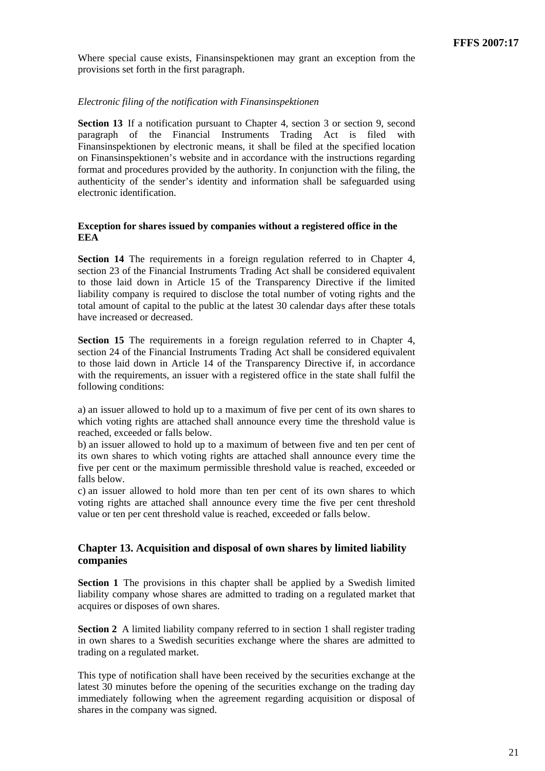Where special cause exists, Finansinspektionen may grant an exception from the provisions set forth in the first paragraph.

*Electronic filing of the notification with Finansinspektionen*

**Section 13** If a notification pursuant to Chapter 4, section 3 or section 9, second paragraph of the Financial Instruments Trading Act is filed with Finansinspektionen by electronic means, it shall be filed at the specified location on Finansinspektionen's website and in accordance with the instructions regarding format and procedures provided by the authority. In conjunction with the filing, the authenticity of the sender's identity and information shall be safeguarded using electronic identification.

### Exception for shares issued by companies without a registered office in the EEA

**Section 14** The requirements in a foreign regulation referred to in Chapter 4, section 23 of the Financial Instruments Trading Act shall be considered equivalent to those laid down in Article 15 of the Transparency Directive if the limited liability company is required to disclose the total number of voting rights and the total amount of capital to the public at the latest 30 calendar days after these totals have increased or decreased.

**Section 15** The requirements in a foreign regulation referred to in Chapter 4, section 24 of the Financial Instruments Trading Act shall be considered equivalent to those laid down in Article 14 of the Transparency Directive if, in accordance with the requirements, an issuer with a registered office in the state shall fulfil the following conditions:

a) an issuer allowed to hold up to a maximum of five per cent of its own shares to which voting rights are attached shall announce every time the threshold value is reached, exceeded or falls below.
b) an issuer allowed to hold up to a maximum of between five and ten per cent of its own shares to which voting rights are attached shall announce every time the five per cent or the maximum permissible threshold value is reached, exceeded or falls below.
c) an issuer allowed to hold more than ten per cent of its own shares to which voting rights are attached shall announce every time the five per cent threshold value or ten per cent threshold value is reached, exceeded or falls below.

## Chapter 13. Acquisition and disposal of own shares by limited liability companies

**Section 1** The provisions in this chapter shall be applied by a Swedish limited liability company whose shares are admitted to trading on a regulated market that acquires or disposes of own shares.

**Section 2** A limited liability company referred to in section 1 shall register trading in own shares to a Swedish securities exchange where the shares are admitted to trading on a regulated market.

This type of notification shall have been received by the securities exchange at the latest 30 minutes before the opening of the securities exchange on the trading day immediately following when the agreement regarding acquisition or disposal of shares in the company was signed.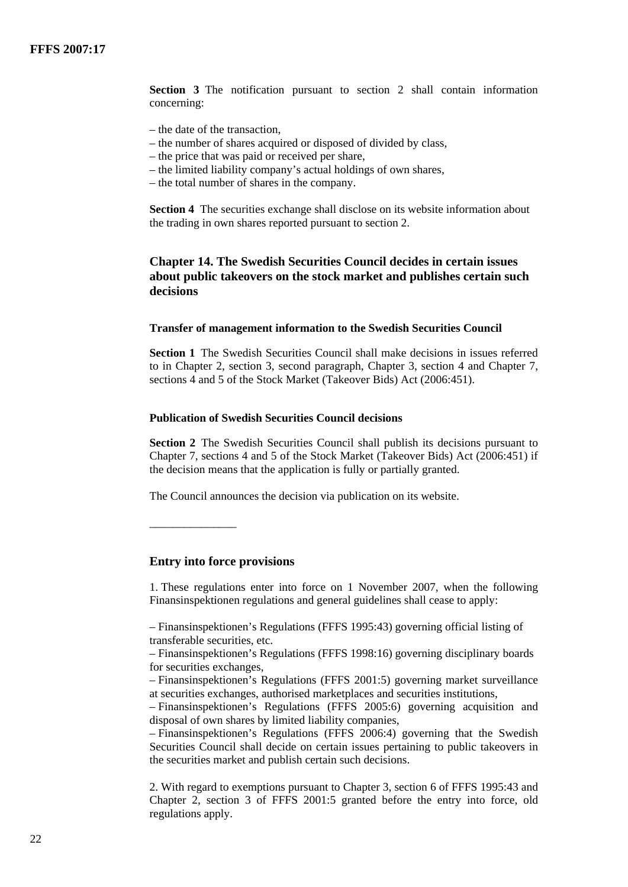**Section 3** The notification pursuant to section 2 shall contain information concerning:

– the date of the transaction,
– the number of shares acquired or disposed of divided by class,
– the price that was paid or received per share,
– the limited liability company's actual holdings of own shares,
– the total number of shares in the company.

**Section 4** The securities exchange shall disclose on its website information about the trading in own shares reported pursuant to section 2.

## Chapter 14. The Swedish Securities Council decides in certain issues about public takeovers on the stock market and publishes certain such decisions

#### Transfer of management information to the Swedish Securities Council

**Section 1** The Swedish Securities Council shall make decisions in issues referred to in Chapter 2, section 3, second paragraph, Chapter 3, section 4 and Chapter 7, sections 4 and 5 of the Stock Market (Takeover Bids) Act (2006:451).

#### Publication of Swedish Securities Council decisions

**Section 2** The Swedish Securities Council shall publish its decisions pursuant to Chapter 7, sections 4 and 5 of the Stock Market (Takeover Bids) Act (2006:451) if the decision means that the application is fully or partially granted.

The Council announces the decision via publication on its website.

_______________

## Entry into force provisions

1. These regulations enter into force on 1 November 2007, when the following Finansinspektionen regulations and general guidelines shall cease to apply:

– Finansinspektionen's Regulations (FFFS 1995:43) governing official listing of transferable securities, etc.
– Finansinspektionen's Regulations (FFFS 1998:16) governing disciplinary boards for securities exchanges,
– Finansinspektionen's Regulations (FFFS 2001:5) governing market surveillance at securities exchanges, authorised marketplaces and securities institutions,
– Finansinspektionen's Regulations (FFFS 2005:6) governing acquisition and disposal of own shares by limited liability companies,
– Finansinspektionen's Regulations (FFFS 2006:4) governing that the Swedish Securities Council shall decide on certain issues pertaining to public takeovers in the securities market and publish certain such decisions.

2. With regard to exemptions pursuant to Chapter 3, section 6 of FFFS 1995:43 and Chapter 2, section 3 of FFFS 2001:5 granted before the entry into force, old regulations apply.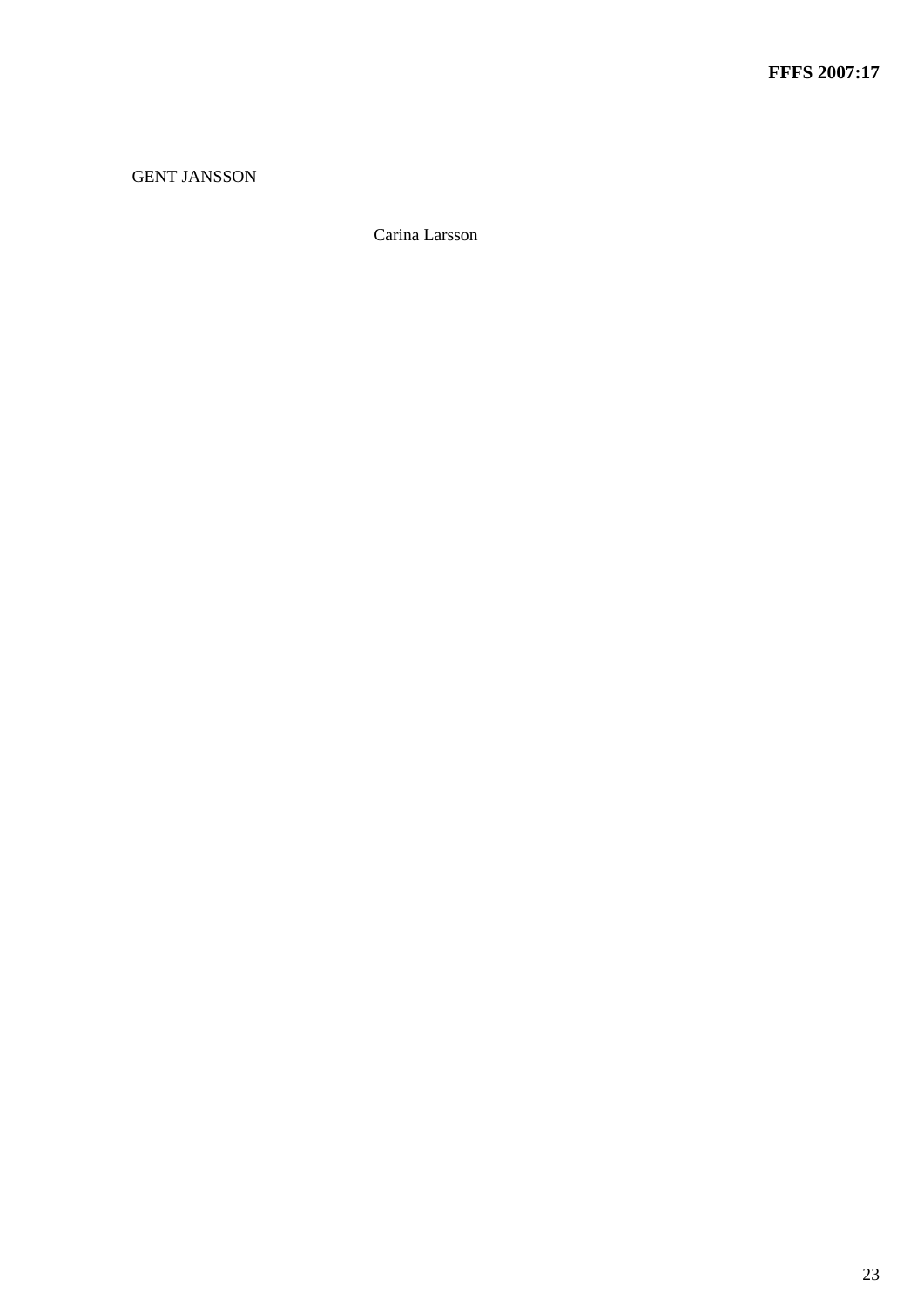GENT JANSSON

Carina Larsson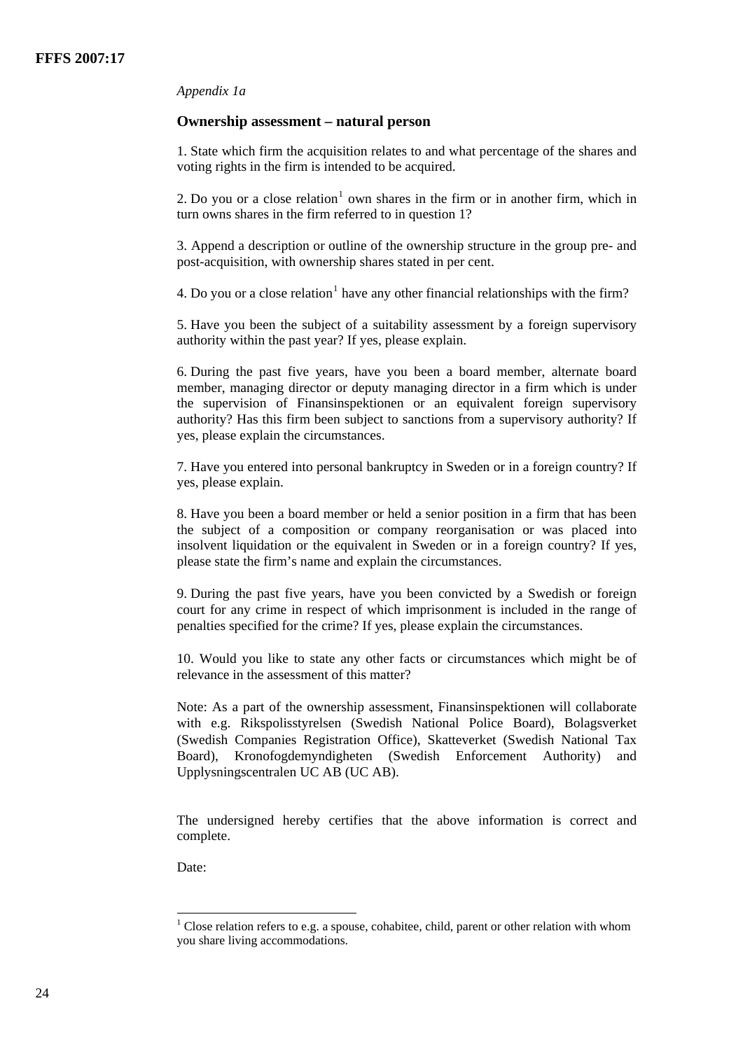*Appendix 1a*

## Ownership assessment – natural person

1. State which firm the acquisition relates to and what percentage of the shares and voting rights in the firm is intended to be acquired.

2. Do you or a close relation[1] own shares in the firm or in another firm, which in turn owns shares in the firm referred to in question 1?

3. Append a description or outline of the ownership structure in the group pre- and post-acquisition, with ownership shares stated in per cent.

4. Do you or a close relation[1] have any other financial relationships with the firm?

5. Have you been the subject of a suitability assessment by a foreign supervisory authority within the past year? If yes, please explain.

6. During the past five years, have you been a board member, alternate board member, managing director or deputy managing director in a firm which is under the supervision of Finansinspektionen or an equivalent foreign supervisory authority? Has this firm been subject to sanctions from a supervisory authority? If yes, please explain the circumstances.

7. Have you entered into personal bankruptcy in Sweden or in a foreign country? If yes, please explain.

8. Have you been a board member or held a senior position in a firm that has been the subject of a composition or company reorganisation or was placed into insolvent liquidation or the equivalent in Sweden or in a foreign country? If yes, please state the firm's name and explain the circumstances.

9. During the past five years, have you been convicted by a Swedish or foreign court for any crime in respect of which imprisonment is included in the range of penalties specified for the crime? If yes, please explain the circumstances.

10. Would you like to state any other facts or circumstances which might be of relevance in the assessment of this matter?

Note: As a part of the ownership assessment, Finansinspektionen will collaborate with e.g. Rikspolisstyrelsen (Swedish National Police Board), Bolagsverket (Swedish Companies Registration Office), Skatteverket (Swedish National Tax Board), Kronofogdemyndigheten (Swedish Enforcement Authority) and Upplysningscentralen UC AB (UC AB).

The undersigned hereby certifies that the above information is correct and complete.

Date:

---

[1] Close relation refers to e.g. a spouse, cohabitee, child, parent or other relation with whom you share living accommodations.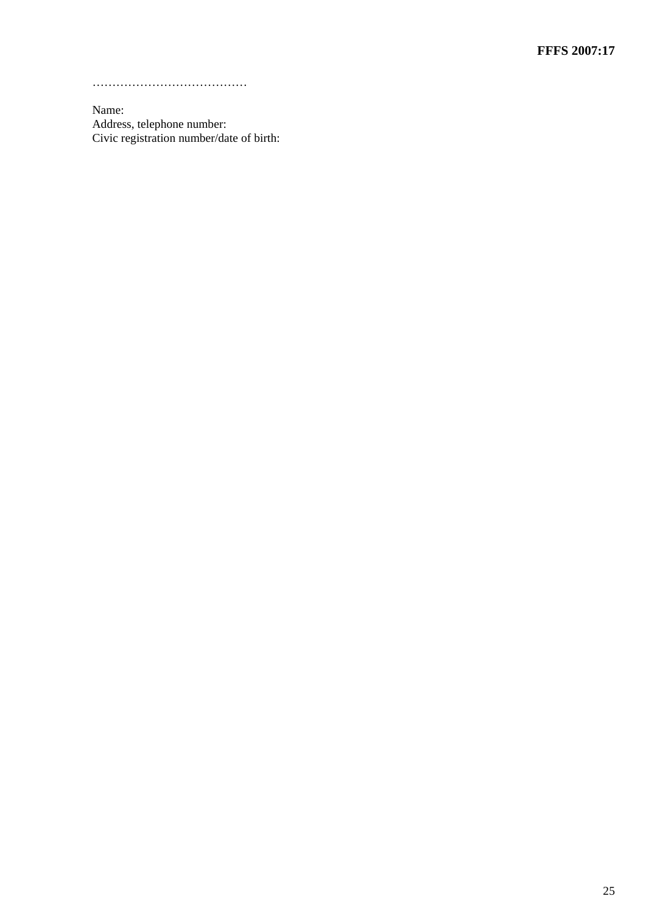…………………………………

Name:
Address, telephone number:
Civic registration number/date of birth: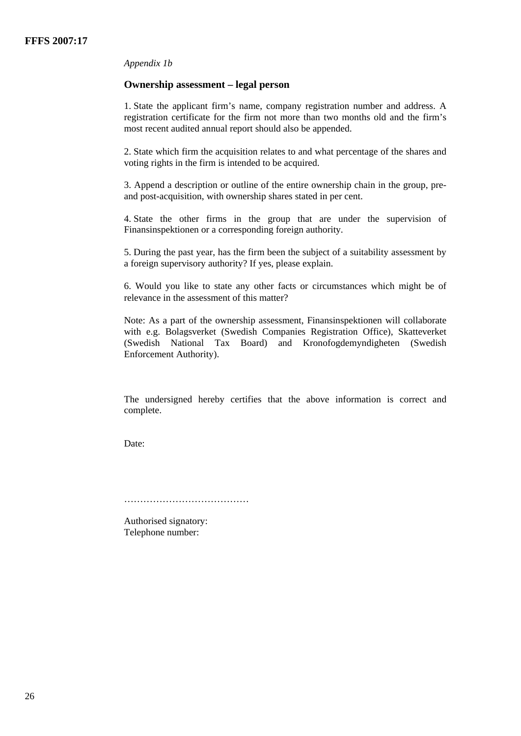*Appendix 1b*

### Ownership assessment – legal person

1. State the applicant firm's name, company registration number and address. A registration certificate for the firm not more than two months old and the firm's most recent audited annual report should also be appended.

2. State which firm the acquisition relates to and what percentage of the shares and voting rights in the firm is intended to be acquired.

3. Append a description or outline of the entire ownership chain in the group, pre- and post-acquisition, with ownership shares stated in per cent.

4. State the other firms in the group that are under the supervision of Finansinspektionen or a corresponding foreign authority.

5. During the past year, has the firm been the subject of a suitability assessment by a foreign supervisory authority? If yes, please explain.

6. Would you like to state any other facts or circumstances which might be of relevance in the assessment of this matter?

Note: As a part of the ownership assessment, Finansinspektionen will collaborate with e.g. Bolagsverket (Swedish Companies Registration Office), Skatteverket (Swedish National Tax Board) and Kronofogdemyndigheten (Swedish Enforcement Authority).

The undersigned hereby certifies that the above information is correct and complete.

Date:

…………………………………

Authorised signatory:
Telephone number: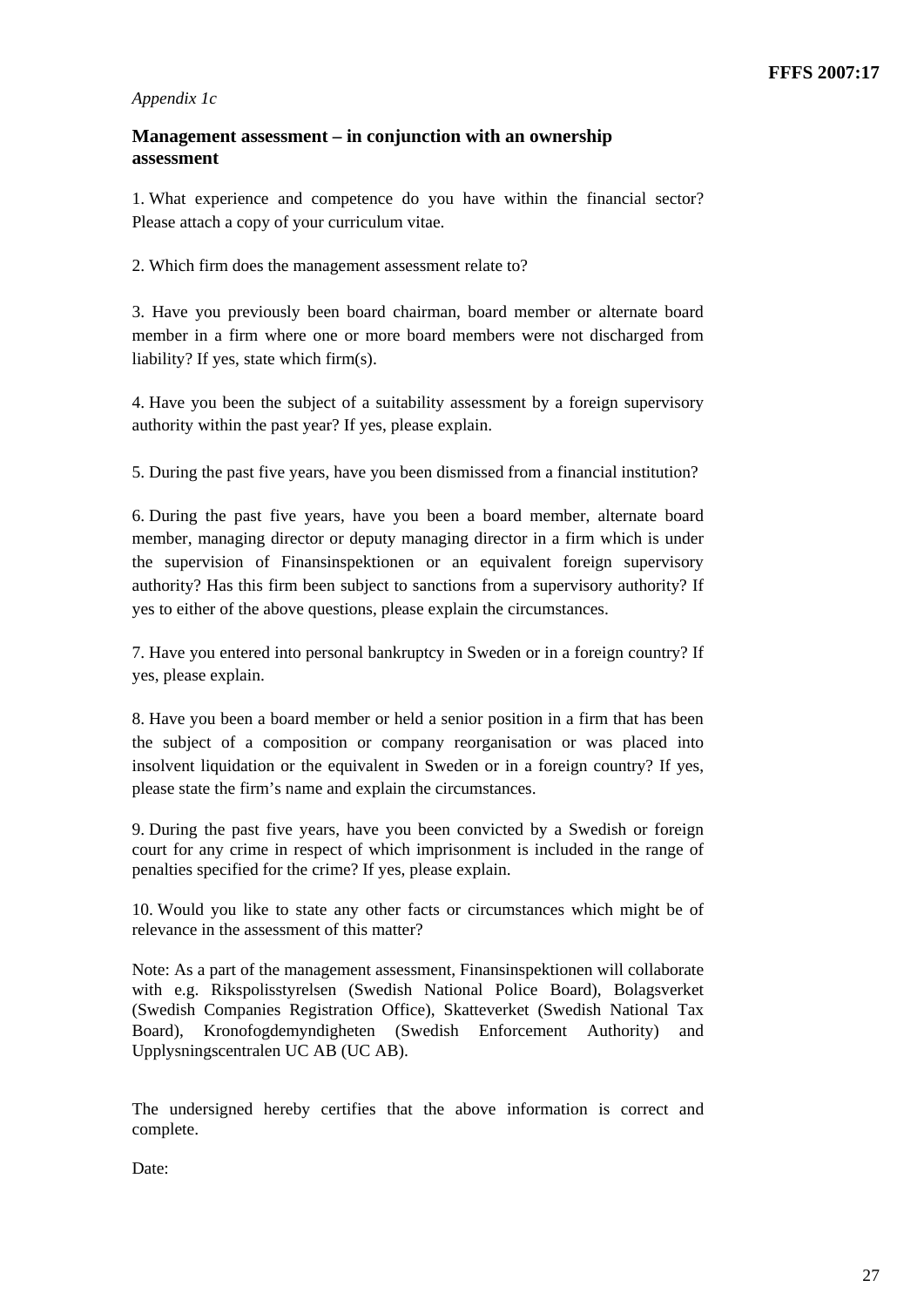*Appendix 1c*

## Management assessment – in conjunction with an ownership assessment

1. What experience and competence do you have within the financial sector? Please attach a copy of your curriculum vitae.

2. Which firm does the management assessment relate to?

3. Have you previously been board chairman, board member or alternate board member in a firm where one or more board members were not discharged from liability? If yes, state which firm(s).

4. Have you been the subject of a suitability assessment by a foreign supervisory authority within the past year? If yes, please explain.

5. During the past five years, have you been dismissed from a financial institution?

6. During the past five years, have you been a board member, alternate board member, managing director or deputy managing director in a firm which is under the supervision of Finansinspektionen or an equivalent foreign supervisory authority? Has this firm been subject to sanctions from a supervisory authority? If yes to either of the above questions, please explain the circumstances.

7. Have you entered into personal bankruptcy in Sweden or in a foreign country? If yes, please explain.

8. Have you been a board member or held a senior position in a firm that has been the subject of a composition or company reorganisation or was placed into insolvent liquidation or the equivalent in Sweden or in a foreign country? If yes, please state the firm's name and explain the circumstances.

9. During the past five years, have you been convicted by a Swedish or foreign court for any crime in respect of which imprisonment is included in the range of penalties specified for the crime? If yes, please explain.

10. Would you like to state any other facts or circumstances which might be of relevance in the assessment of this matter?

Note: As a part of the management assessment, Finansinspektionen will collaborate with e.g. Rikspolisstyrelsen (Swedish National Police Board), Bolagsverket (Swedish Companies Registration Office), Skatteverket (Swedish National Tax Board), Kronofogdemyndigheten (Swedish Enforcement Authority) and Upplysningscentralen UC AB (UC AB).

The undersigned hereby certifies that the above information is correct and complete.

Date: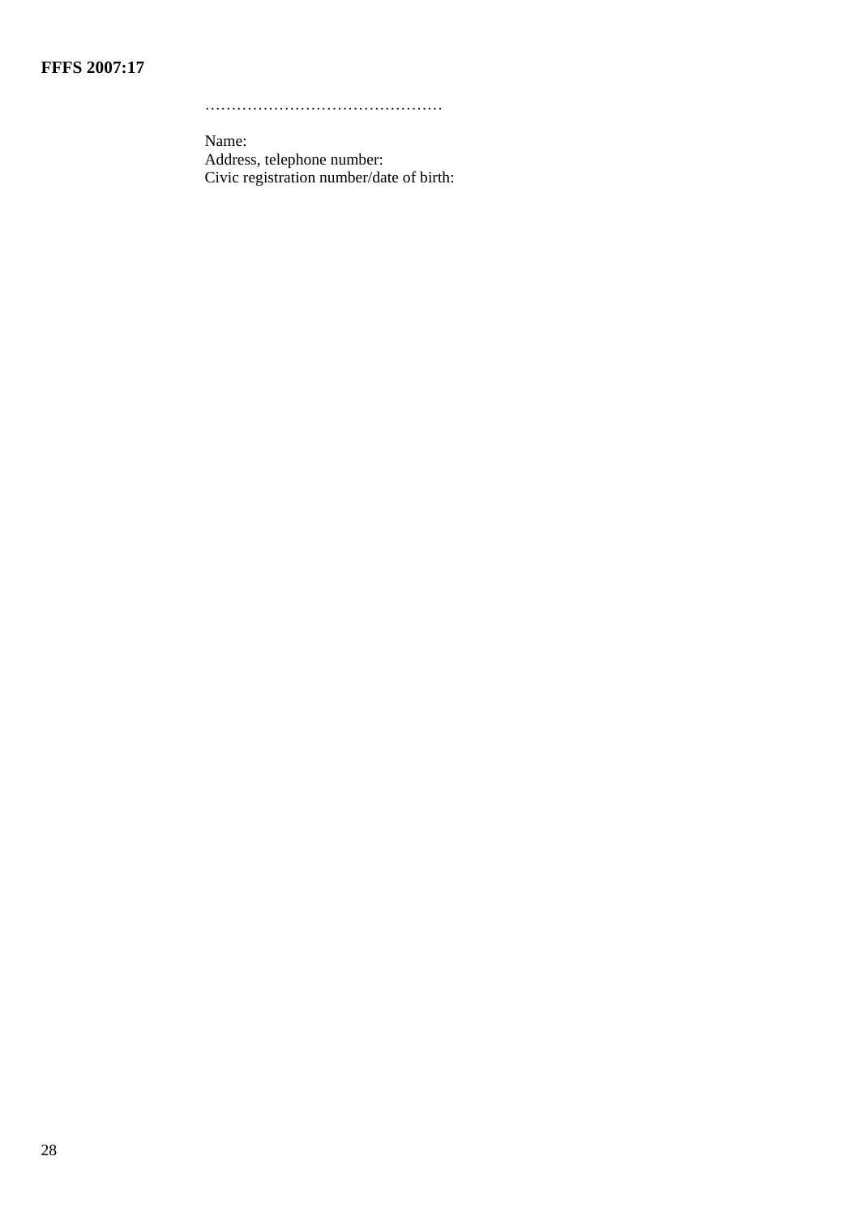………………………………………

Name:
Address, telephone number:
Civic registration number/date of birth: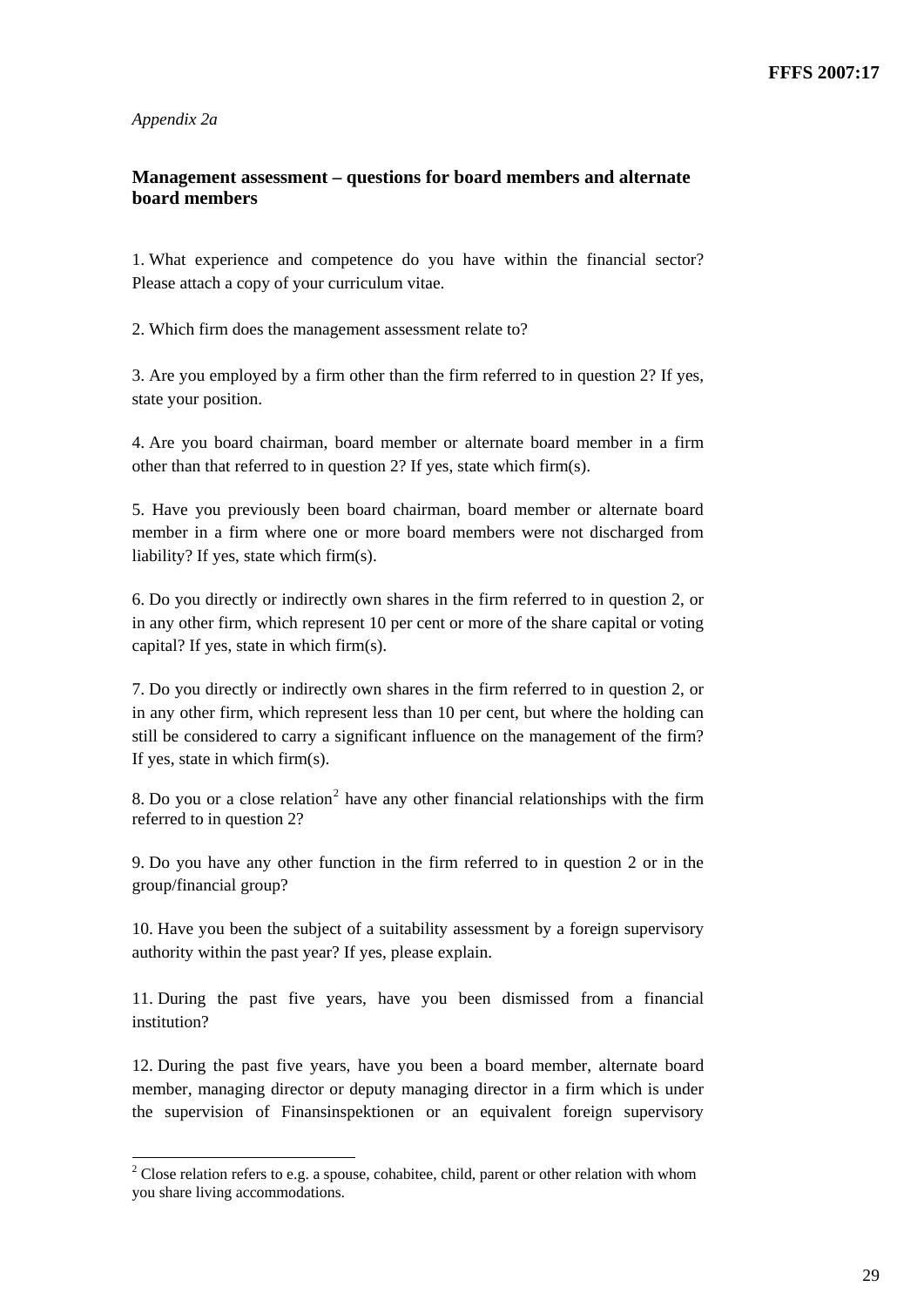*Appendix 2a*

## Management assessment – questions for board members and alternate board members

1. What experience and competence do you have within the financial sector? Please attach a copy of your curriculum vitae.

2. Which firm does the management assessment relate to?

3. Are you employed by a firm other than the firm referred to in question 2? If yes, state your position.

4. Are you board chairman, board member or alternate board member in a firm other than that referred to in question 2? If yes, state which firm(s).

5. Have you previously been board chairman, board member or alternate board member in a firm where one or more board members were not discharged from liability? If yes, state which firm(s).

6. Do you directly or indirectly own shares in the firm referred to in question 2, or in any other firm, which represent 10 per cent or more of the share capital or voting capital? If yes, state in which firm(s).

7. Do you directly or indirectly own shares in the firm referred to in question 2, or in any other firm, which represent less than 10 per cent, but where the holding can still be considered to carry a significant influence on the management of the firm? If yes, state in which firm(s).

8. Do you or a close relation[2] have any other financial relationships with the firm referred to in question 2?

9. Do you have any other function in the firm referred to in question 2 or in the group/financial group?

10. Have you been the subject of a suitability assessment by a foreign supervisory authority within the past year? If yes, please explain.

11. During the past five years, have you been dismissed from a financial institution?

12. During the past five years, have you been a board member, alternate board member, managing director or deputy managing director in a firm which is under the supervision of Finansinspektionen or an equivalent foreign supervisory

---

[2] Close relation refers to e.g. a spouse, cohabitee, child, parent or other relation with whom you share living accommodations.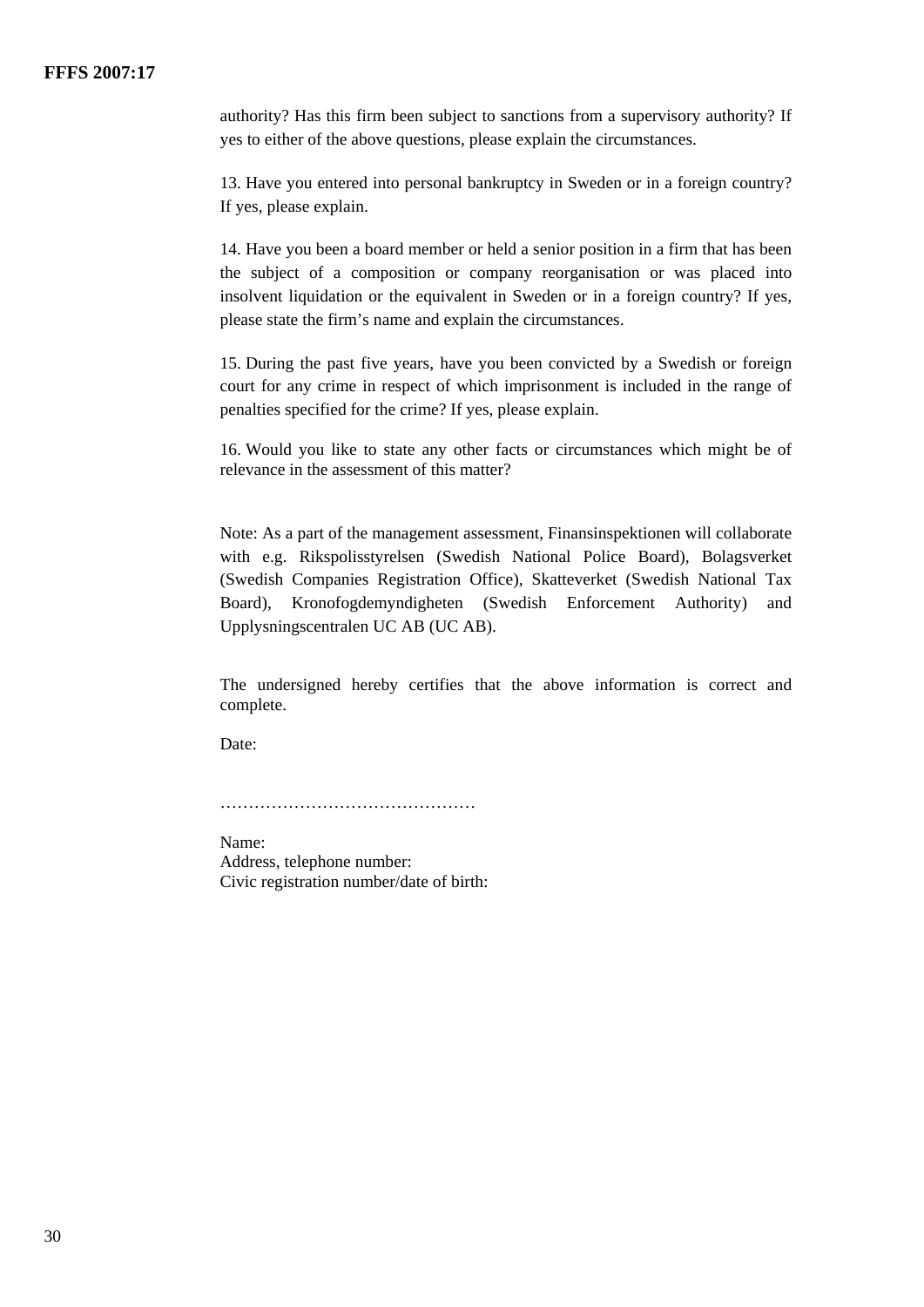authority? Has this firm been subject to sanctions from a supervisory authority? If yes to either of the above questions, please explain the circumstances.

13. Have you entered into personal bankruptcy in Sweden or in a foreign country? If yes, please explain.

14. Have you been a board member or held a senior position in a firm that has been the subject of a composition or company reorganisation or was placed into insolvent liquidation or the equivalent in Sweden or in a foreign country? If yes, please state the firm's name and explain the circumstances.

15. During the past five years, have you been convicted by a Swedish or foreign court for any crime in respect of which imprisonment is included in the range of penalties specified for the crime? If yes, please explain.

16. Would you like to state any other facts or circumstances which might be of relevance in the assessment of this matter?

Note: As a part of the management assessment, Finansinspektionen will collaborate with e.g. Rikspolisstyrelsen (Swedish National Police Board), Bolagsverket (Swedish Companies Registration Office), Skatteverket (Swedish National Tax Board), Kronofogdemyndigheten (Swedish Enforcement Authority) and Upplysningscentralen UC AB (UC AB).

The undersigned hereby certifies that the above information is correct and complete.

Date:

………………………………………

Name:
Address, telephone number:
Civic registration number/date of birth: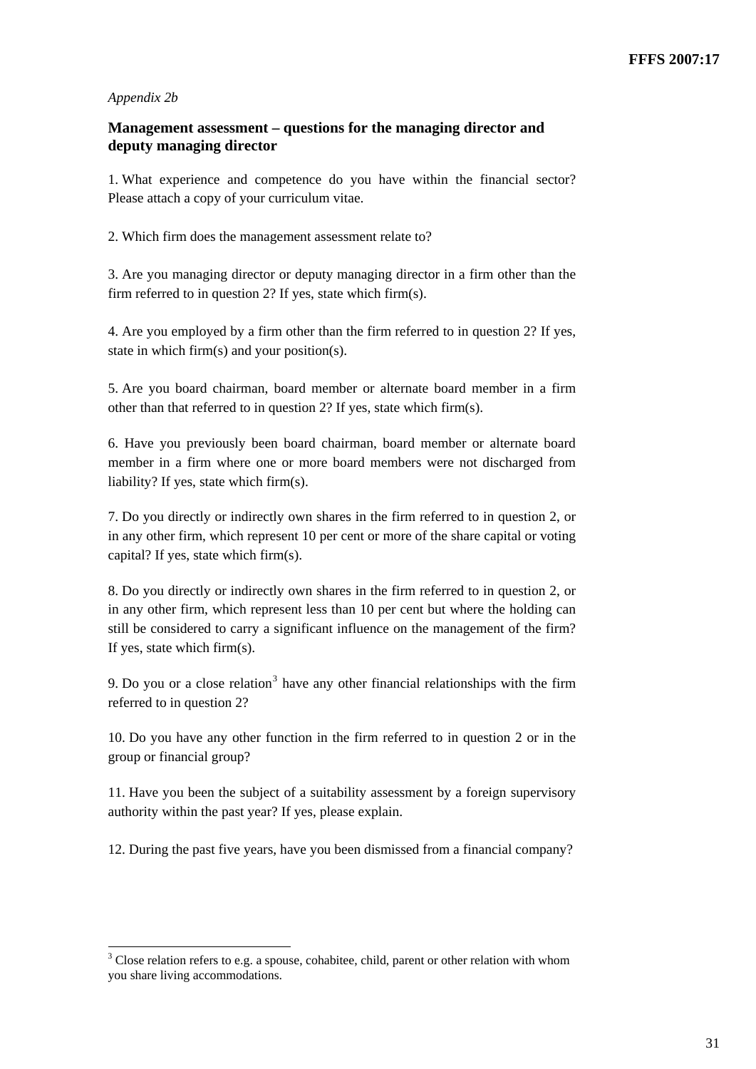*Appendix 2b*

## Management assessment – questions for the managing director and deputy managing director

1. What experience and competence do you have within the financial sector? Please attach a copy of your curriculum vitae.

2. Which firm does the management assessment relate to?

3. Are you managing director or deputy managing director in a firm other than the firm referred to in question 2? If yes, state which firm(s).

4. Are you employed by a firm other than the firm referred to in question 2? If yes, state in which firm(s) and your position(s).

5. Are you board chairman, board member or alternate board member in a firm other than that referred to in question 2? If yes, state which firm(s).

6. Have you previously been board chairman, board member or alternate board member in a firm where one or more board members were not discharged from liability? If yes, state which firm(s).

7. Do you directly or indirectly own shares in the firm referred to in question 2, or in any other firm, which represent 10 per cent or more of the share capital or voting capital? If yes, state which firm(s).

8. Do you directly or indirectly own shares in the firm referred to in question 2, or in any other firm, which represent less than 10 per cent but where the holding can still be considered to carry a significant influence on the management of the firm? If yes, state which firm(s).

9. Do you or a close relation[3] have any other financial relationships with the firm referred to in question 2?

10. Do you have any other function in the firm referred to in question 2 or in the group or financial group?

11. Have you been the subject of a suitability assessment by a foreign supervisory authority within the past year? If yes, please explain.

12. During the past five years, have you been dismissed from a financial company?

---

[3] Close relation refers to e.g. a spouse, cohabitee, child, parent or other relation with whom you share living accommodations.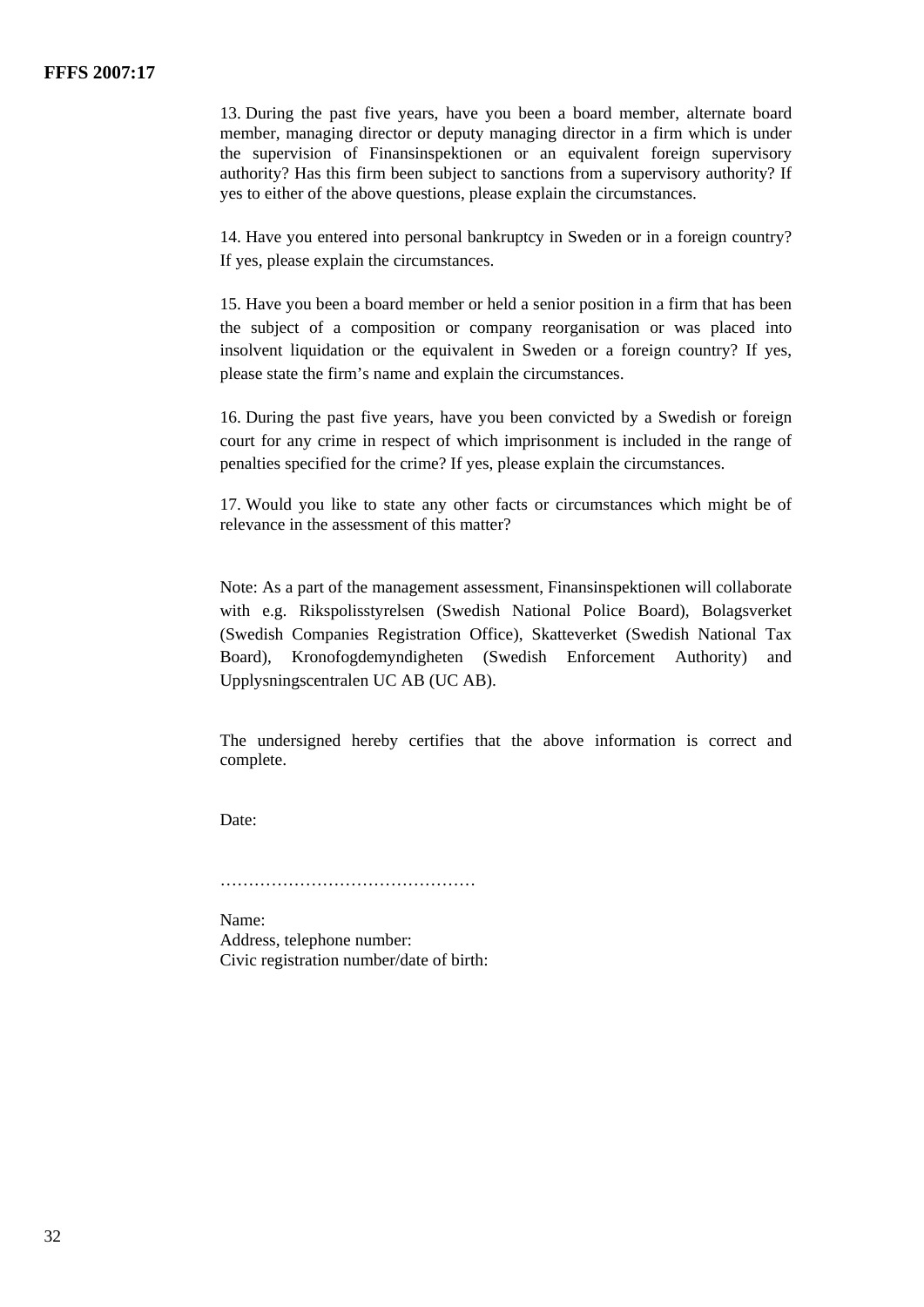13. During the past five years, have you been a board member, alternate board member, managing director or deputy managing director in a firm which is under the supervision of Finansinspektionen or an equivalent foreign supervisory authority? Has this firm been subject to sanctions from a supervisory authority? If yes to either of the above questions, please explain the circumstances.

14. Have you entered into personal bankruptcy in Sweden or in a foreign country? If yes, please explain the circumstances.

15. Have you been a board member or held a senior position in a firm that has been the subject of a composition or company reorganisation or was placed into insolvent liquidation or the equivalent in Sweden or a foreign country? If yes, please state the firm's name and explain the circumstances.

16. During the past five years, have you been convicted by a Swedish or foreign court for any crime in respect of which imprisonment is included in the range of penalties specified for the crime? If yes, please explain the circumstances.

17. Would you like to state any other facts or circumstances which might be of relevance in the assessment of this matter?

Note: As a part of the management assessment, Finansinspektionen will collaborate with e.g. Rikspolisstyrelsen (Swedish National Police Board), Bolagsverket (Swedish Companies Registration Office), Skatteverket (Swedish National Tax Board), Kronofogdemyndigheten (Swedish Enforcement Authority) and Upplysningscentralen UC AB (UC AB).

The undersigned hereby certifies that the above information is correct and complete.

Date:

………………………………………

Name:
Address, telephone number:
Civic registration number/date of birth: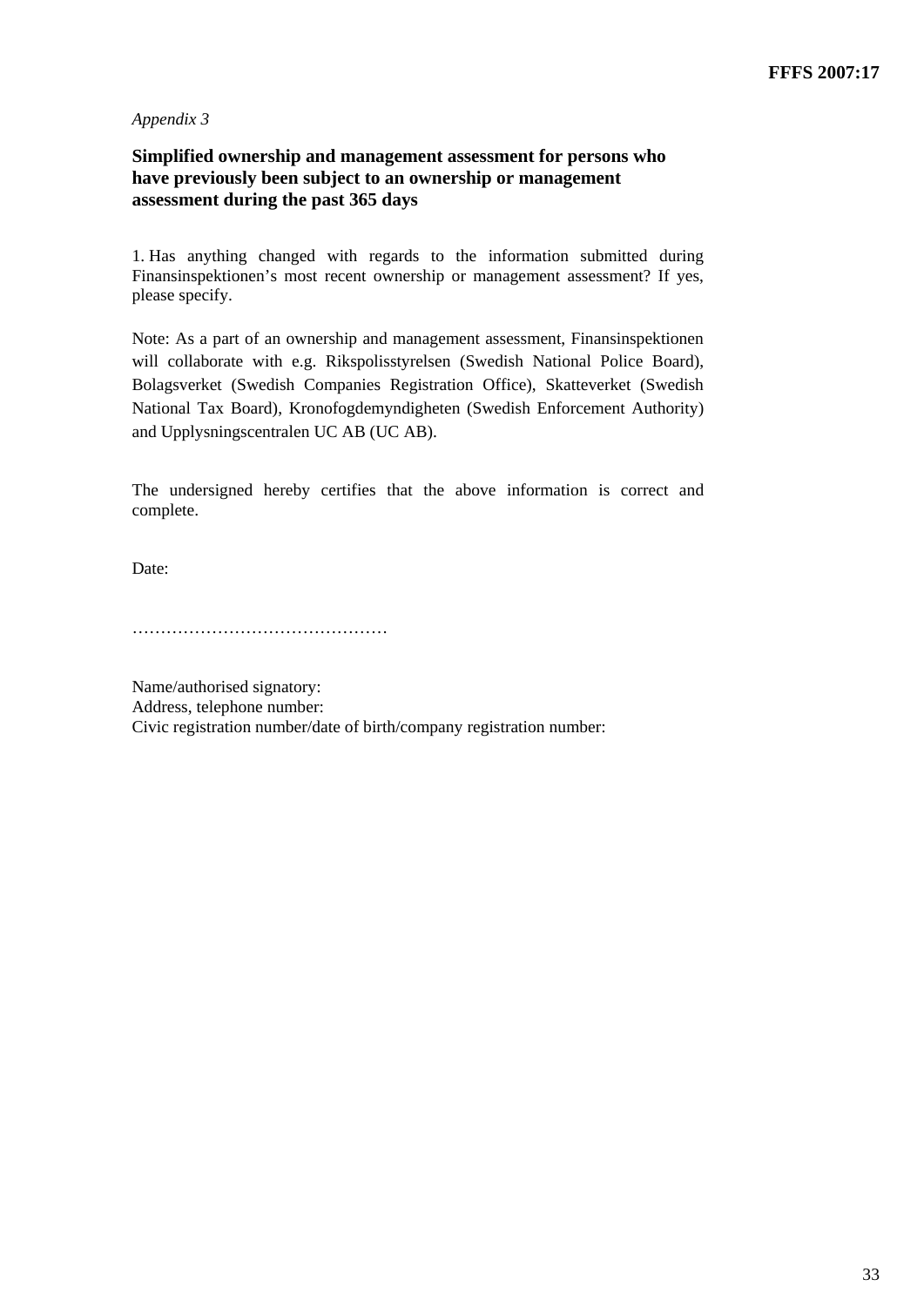*Appendix 3*

## Simplified ownership and management assessment for persons who have previously been subject to an ownership or management assessment during the past 365 days

1. Has anything changed with regards to the information submitted during Finansinspektionen's most recent ownership or management assessment? If yes, please specify.

Note: As a part of an ownership and management assessment, Finansinspektionen will collaborate with e.g. Rikspolisstyrelsen (Swedish National Police Board), Bolagsverket (Swedish Companies Registration Office), Skatteverket (Swedish National Tax Board), Kronofogdemyndigheten (Swedish Enforcement Authority) and Upplysningscentralen UC AB (UC AB).

The undersigned hereby certifies that the above information is correct and complete.

Date:

………………………………………

Name/authorised signatory:
Address, telephone number:
Civic registration number/date of birth/company registration number: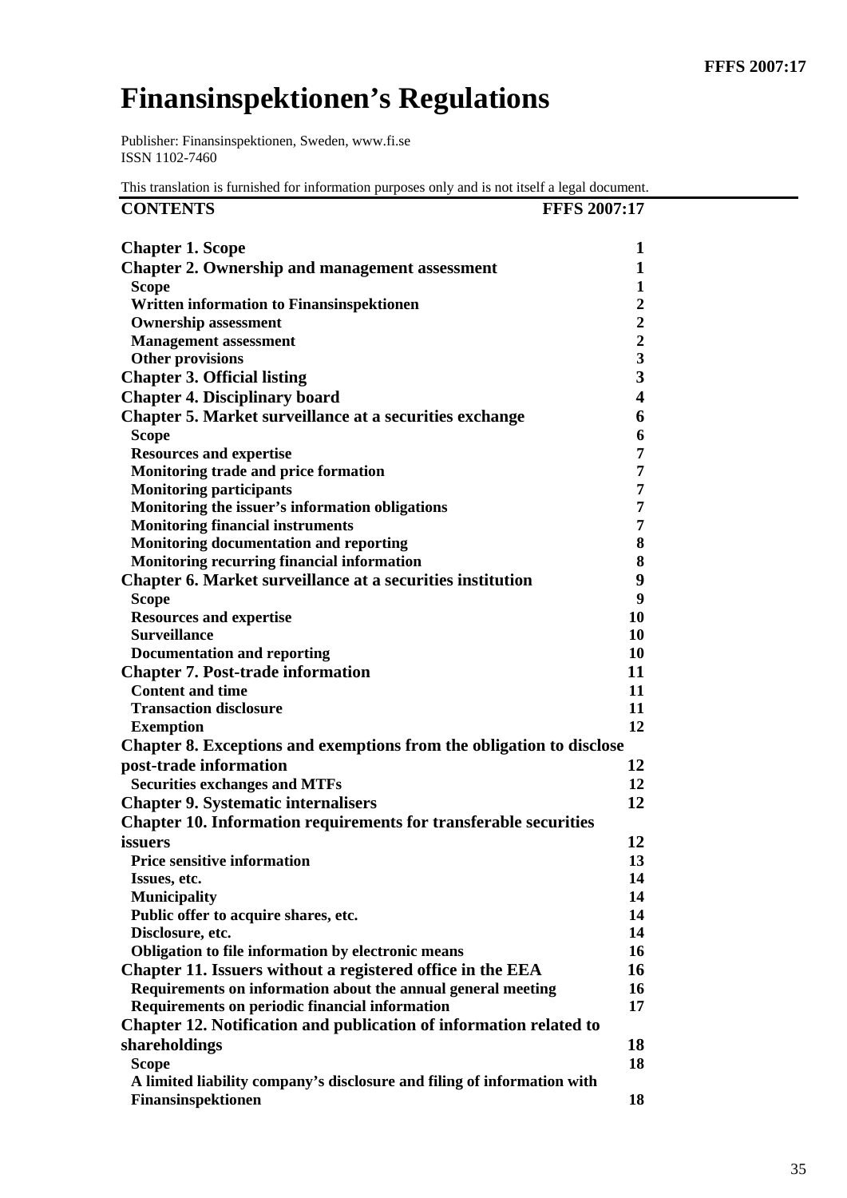# Finansinspektionen's Regulations

Publisher: Finansinspektionen, Sweden, www.fi.se
ISSN 1102-7460

This translation is furnished for information purposes only and is not itself a legal document.

| CONTENTS | FFFS 2007:17 |
|---|---|
| **Chapter 1. Scope** | 1 |
| **Chapter 2. Ownership and management assessment** | 1 |
| Scope | 1 |
| Written information to Finansinspektionen | 2 |
| Ownership assessment | 2 |
| Management assessment | 2 |
| Other provisions | 3 |
| **Chapter 3. Official listing** | 3 |
| **Chapter 4. Disciplinary board** | 4 |
| **Chapter 5. Market surveillance at a securities exchange** | 6 |
| Scope | 6 |
| Resources and expertise | 7 |
| Monitoring trade and price formation | 7 |
| Monitoring participants | 7 |
| Monitoring the issuer's information obligations | 7 |
| Monitoring financial instruments | 7 |
| Monitoring documentation and reporting | 8 |
| Monitoring recurring financial information | 8 |
| **Chapter 6. Market surveillance at a securities institution** | 9 |
| Scope | 9 |
| Resources and expertise | 10 |
| Surveillance | 10 |
| Documentation and reporting | 10 |
| **Chapter 7. Post-trade information** | 11 |
| Content and time | 11 |
| Transaction disclosure | 11 |
| Exemption | 12 |
| **Chapter 8. Exceptions and exemptions from the obligation to disclose post-trade information** | 12 |
| Securities exchanges and MTFs | 12 |
| **Chapter 9. Systematic internalisers** | 12 |
| **Chapter 10. Information requirements for transferable securities issuers** | 12 |
| Price sensitive information | 13 |
| Issues, etc. | 14 |
| Municipality | 14 |
| Public offer to acquire shares, etc. | 14 |
| Disclosure, etc. | 14 |
| Obligation to file information by electronic means | 16 |
| **Chapter 11. Issuers without a registered office in the EEA** | 16 |
| Requirements on information about the annual general meeting | 16 |
| Requirements on periodic financial information | 17 |
| **Chapter 12. Notification and publication of information related to shareholdings** | 18 |
| Scope | 18 |
| A limited liability company's disclosure and filing of information with Finansinspektionen | 18 |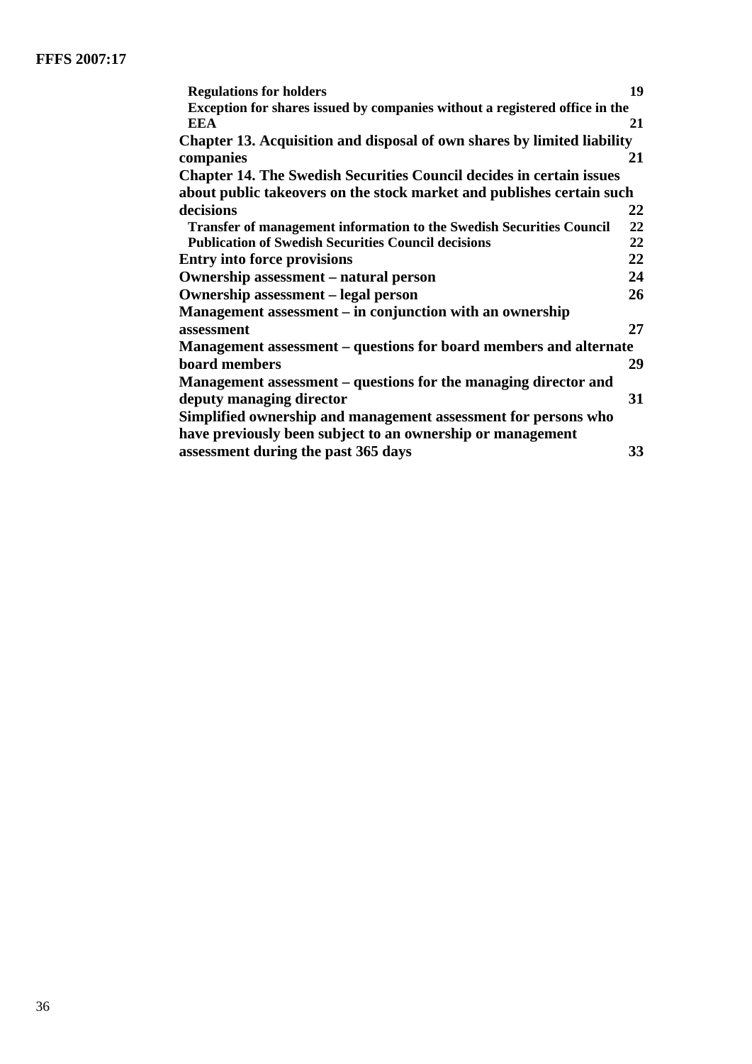Regulations for holders 19

Exception for shares issued by companies without a registered office in the EEA 21

**Chapter 13. Acquisition and disposal of own shares by limited liability companies 21**

**Chapter 14. The Swedish Securities Council decides in certain issues about public takeovers on the stock market and publishes certain such decisions 22**

Transfer of management information to the Swedish Securities Council 22

Publication of Swedish Securities Council decisions 22

**Entry into force provisions 22**

**Ownership assessment – natural person 24**

**Ownership assessment – legal person 26**

**Management assessment – in conjunction with an ownership assessment 27**

**Management assessment – questions for board members and alternate board members 29**

**Management assessment – questions for the managing director and deputy managing director 31**

**Simplified ownership and management assessment for persons who have previously been subject to an ownership or management assessment during the past 365 days 33**